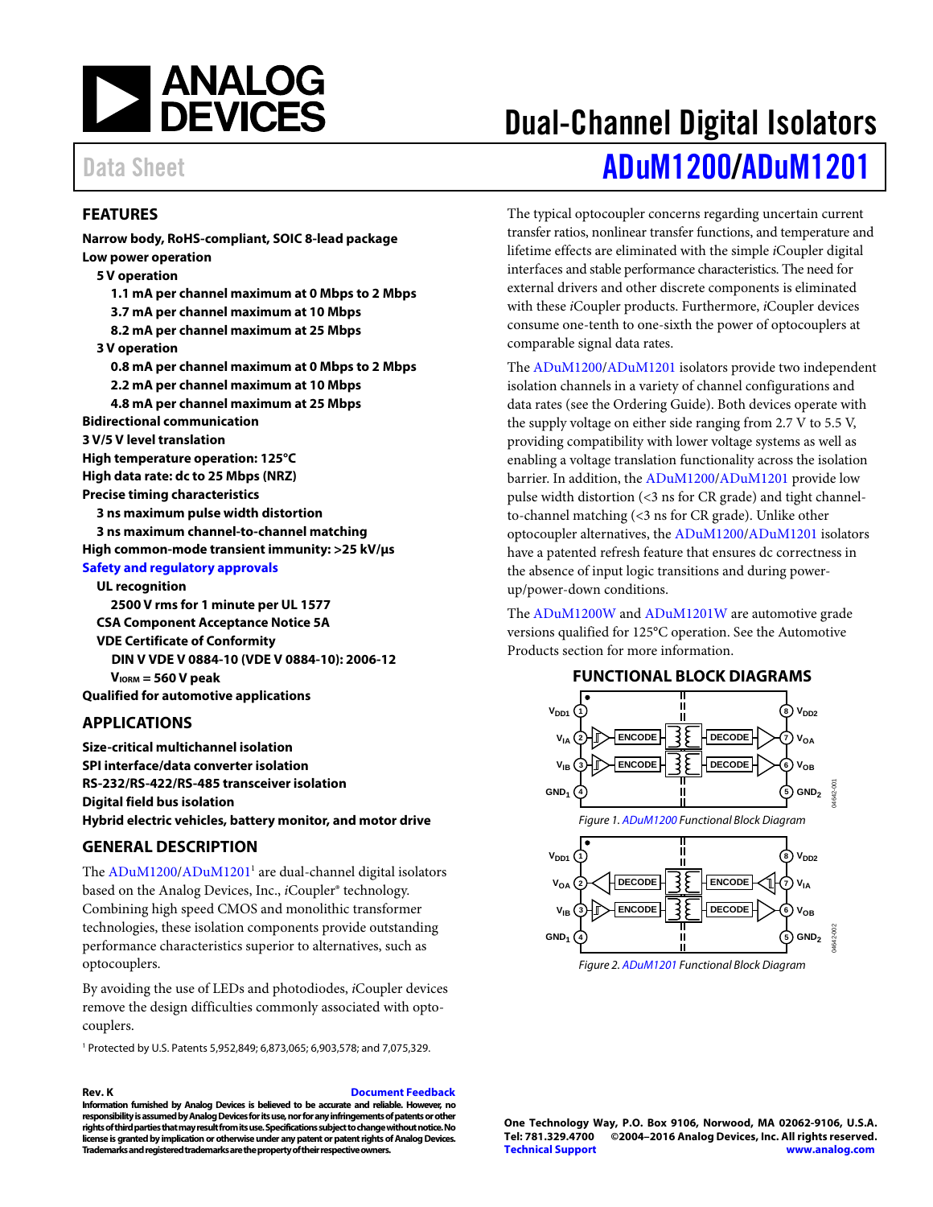# Dual-Channel Digital Isolators

Data Sheet

# ADuM1200/ADuM1201

## FEATURES

**Narrow body, RoHS-compliant, SOIC 8-lead package**
**Low power operation**
- **5 V operation**
  - **1.1 mA per channel maximum at 0 Mbps to 2 Mbps**
  - **3.7 mA per channel maximum at 10 Mbps**
  - **8.2 mA per channel maximum at 25 Mbps**
- **3 V operation**
  - **0.8 mA per channel maximum at 0 Mbps to 2 Mbps**
  - **2.2 mA per channel maximum at 10 Mbps**
  - **4.8 mA per channel maximum at 25 Mbps**

**Bidirectional communication**
**3 V/5 V level translation**
**High temperature operation: 125°C**
**High data rate: dc to 25 Mbps (NRZ)**
**Precise timing characteristics**
- **3 ns maximum pulse width distortion**
- **3 ns maximum channel-to-channel matching**

**High common-mode transient immunity: >25 kV/μs**
**Safety and regulatory approvals**
- **UL recognition**
  - **2500 V rms for 1 minute per UL 1577**
- **CSA Component Acceptance Notice 5A**
- **VDE Certificate of Conformity**
  - **DIN V VDE V 0884-10 (VDE V 0884-10): 2006-12**
  - **$V_{IORM}$ = 560 V peak**

**Qualified for automotive applications**

## APPLICATIONS

**Size-critical multichannel isolation**
**SPI interface/data converter isolation**
**RS-232/RS-422/RS-485 transceiver isolation**
**Digital field bus isolation**
**Hybrid electric vehicles, battery monitor, and motor drive**

## GENERAL DESCRIPTION

The ADuM1200/ADuM1201[1] are dual-channel digital isolators based on the Analog Devices, Inc., *i*Coupler® technology. Combining high speed CMOS and monolithic transformer technologies, these isolation components provide outstanding performance characteristics superior to alternatives, such as optocouplers.

By avoiding the use of LEDs and photodiodes, *i*Coupler devices remove the design difficulties commonly associated with optocouplers.

[1] Protected by U.S. Patents 5,952,849; 6,873,065; 6,903,578; and 7,075,329.

The typical optocoupler concerns regarding uncertain current transfer ratios, nonlinear transfer functions, and temperature and lifetime effects are eliminated with the simple *i*Coupler digital interfaces and stable performance characteristics. The need for external drivers and other discrete components is eliminated with these *i*Coupler products. Furthermore, *i*Coupler devices consume one-tenth to one-sixth the power of optocouplers at comparable signal data rates.

The ADuM1200/ADuM1201 isolators provide two independent isolation channels in a variety of channel configurations and data rates (see the Ordering Guide). Both devices operate with the supply voltage on either side ranging from 2.7 V to 5.5 V, providing compatibility with lower voltage systems as well as enabling a voltage translation functionality across the isolation barrier. In addition, the ADuM1200/ADuM1201 provide low pulse width distortion (<3 ns for CR grade) and tight channel-to-channel matching (<3 ns for CR grade). Unlike other optocoupler alternatives, the ADuM1200/ADuM1201 isolators have a patented refresh feature that ensures dc correctness in the absence of input logic transitions and during power-up/power-down conditions.

The ADuM1200W and ADuM1201W are automotive grade versions qualified for 125°C operation. See the Automotive Products section for more information.

## FUNCTIONAL BLOCK DIAGRAMS

$V_{DD1}$ (1), $V_{IA}$ (2), $V_{IB}$ (3), $GND_1$ (4) — ENCODE / DECODE — $V_{DD2}$ (8), $V_{OA}$ (7), $V_{OB}$ (6), $GND_2$ (5)

*Figure 1. ADuM1200 Functional Block Diagram*

$V_{DD1}$ (1), $V_{OA}$ (2), $V_{IB}$ (3), $GND_1$ (4) — DECODE/ENCODE, ENCODE/DECODE — $V_{DD2}$ (8), $V_{IA}$ (7), $V_{OB}$ (6), $GND_2$ (5)

*Figure 2. ADuM1201 Functional Block Diagram*

Rev. K

Information furnished by Analog Devices is believed to be accurate and reliable. However, no responsibility is assumed by Analog Devices for its use, nor for any infringements of patents or other rights of third parties that may result from its use. Specifications subject to change without notice. No license is granted by implication or otherwise under any patent or patent rights of Analog Devices. Trademarks and registered trademarks are the property of their respective owners.

One Technology Way, P.O. Box 9106, Norwood, MA 02062-9106, U.S.A.
Tel: 781.329.4700 ©2004–2016 Analog Devices, Inc. All rights reserved.
Technical Support www.analog.com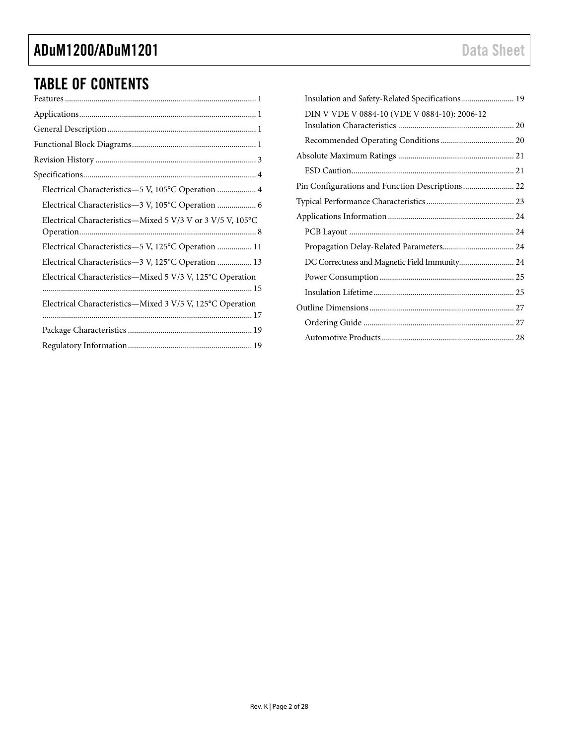## TABLE OF CONTENTS

Features ... 1
Applications ... 1
General Description ... 1
Functional Block Diagrams ... 1
Revision History ... 3
Specifications ... 4
- Electrical Characteristics—5 V, 105°C Operation ... 4
- Electrical Characteristics—3 V, 105°C Operation ... 6
- Electrical Characteristics—Mixed 5 V/3 V or 3 V/5 V, 105°C Operation ... 8
- Electrical Characteristics—5 V, 125°C Operation ... 11
- Electrical Characteristics—3 V, 125°C Operation ... 13
- Electrical Characteristics—Mixed 5 V/3 V, 125°C Operation ... 15
- Electrical Characteristics—Mixed 3 V/5 V, 125°C Operation ... 17
- Package Characteristics ... 19
- Regulatory Information ... 19
- Insulation and Safety-Related Specifications ... 19
- DIN V VDE V 0884-10 (VDE V 0884-10): 2006-12 Insulation Characteristics ... 20
- Recommended Operating Conditions ... 20

Absolute Maximum Ratings ... 21
- ESD Caution ... 21

Pin Configurations and Function Descriptions ... 22
Typical Performance Characteristics ... 23
Applications Information ... 24
- PCB Layout ... 24
- Propagation Delay-Related Parameters ... 24
- DC Correctness and Magnetic Field Immunity ... 24
- Power Consumption ... 25
- Insulation Lifetime ... 25

Outline Dimensions ... 27
- Ordering Guide ... 27
- Automotive Products ... 28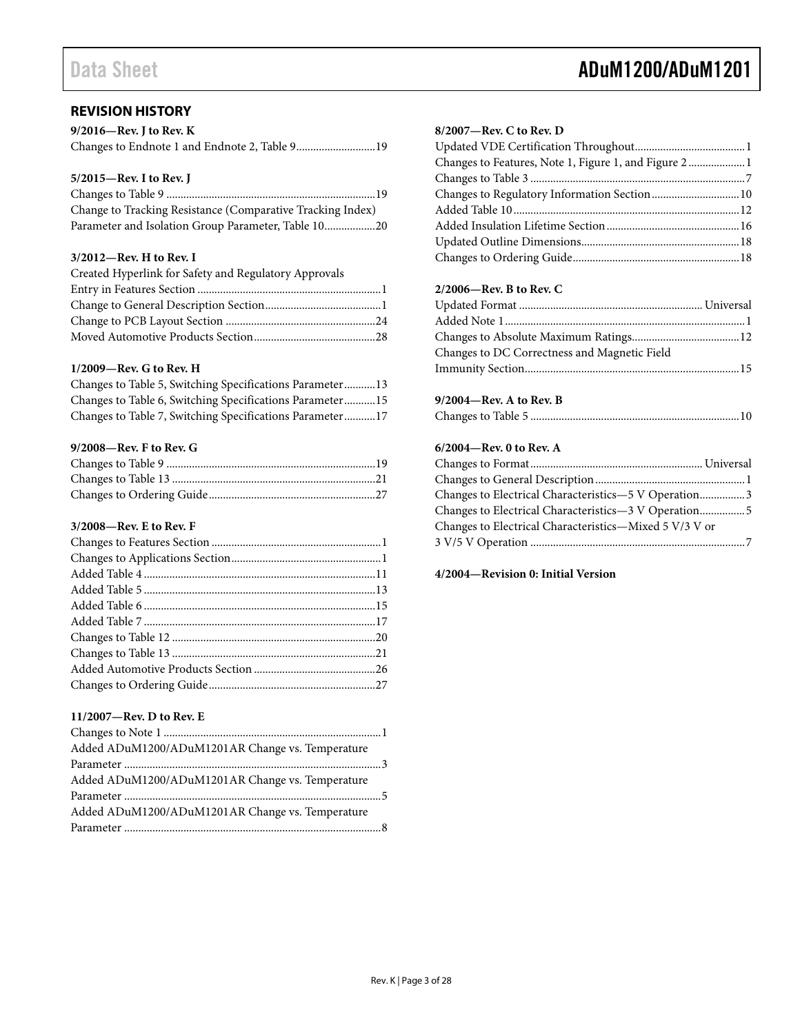## REVISION HISTORY

**9/2016—Rev. J to Rev. K**

Changes to Endnote 1 and Endnote 2, Table 9............................19

**5/2015—Rev. I to Rev. J**

Changes to Table 9 .........................................................................19
Change to Tracking Resistance (Comparative Tracking Index) Parameter and Isolation Group Parameter, Table 10..................20

**3/2012—Rev. H to Rev. I**

Created Hyperlink for Safety and Regulatory Approvals Entry in Features Section ................................................................1
Change to General Description Section.........................................1
Change to PCB Layout Section ....................................................24
Moved Automotive Products Section...........................................28

**1/2009—Rev. G to Rev. H**

Changes to Table 5, Switching Specifications Parameter...........13
Changes to Table 6, Switching Specifications Parameter...........15
Changes to Table 7, Switching Specifications Parameter...........17

**9/2008—Rev. F to Rev. G**

Changes to Table 9 .........................................................................19
Changes to Table 13 .......................................................................21
Changes to Ordering Guide...........................................................27

**3/2008—Rev. E to Rev. F**

Changes to Features Section ............................................................1
Changes to Applications Section.....................................................1
Added Table 4 .................................................................................11
Added Table 5 .................................................................................13
Added Table 6 .................................................................................15
Added Table 7 .................................................................................17
Changes to Table 12 .......................................................................20
Changes to Table 13 .......................................................................21
Added Automotive Products Section ...........................................26
Changes to Ordering Guide...........................................................27

**11/2007—Rev. D to Rev. E**

Changes to Note 1 ............................................................................1
Added ADuM1200/ADuM1201AR Change vs. Temperature Parameter ..........................................................................................3
Added ADuM1200/ADuM1201AR Change vs. Temperature Parameter ..........................................................................................5
Added ADuM1200/ADuM1201AR Change vs. Temperature Parameter ..........................................................................................8

**8/2007—Rev. C to Rev. D**

Updated VDE Certification Throughout.......................................1
Changes to Features, Note 1, Figure 1, and Figure 2....................1
Changes to Table 3 ............................................................................7
Changes to Regulatory Information Section...............................10
Added Table 10...............................................................................12
Added Insulation Lifetime Section...............................................16
Updated Outline Dimensions.......................................................18
Changes to Ordering Guide..........................................................18

**2/2006—Rev. B to Rev. C**

Updated Format ................................................................ Universal
Added Note 1....................................................................................1
Changes to Absolute Maximum Ratings......................................12
Changes to DC Correctness and Magnetic Field Immunity Section...........................................................................15

**9/2004—Rev. A to Rev. B**

Changes to Table 5 .........................................................................10

**6/2004—Rev. 0 to Rev. A**

Changes to Format............................................................ Universal
Changes to General Description.....................................................1
Changes to Electrical Characteristics—5 V Operation................3
Changes to Electrical Characteristics—3 V Operation................5
Changes to Electrical Characteristics—Mixed 5 V/3 V or 3 V/5 V Operation ...........................................................................7

**4/2004—Revision 0: Initial Version**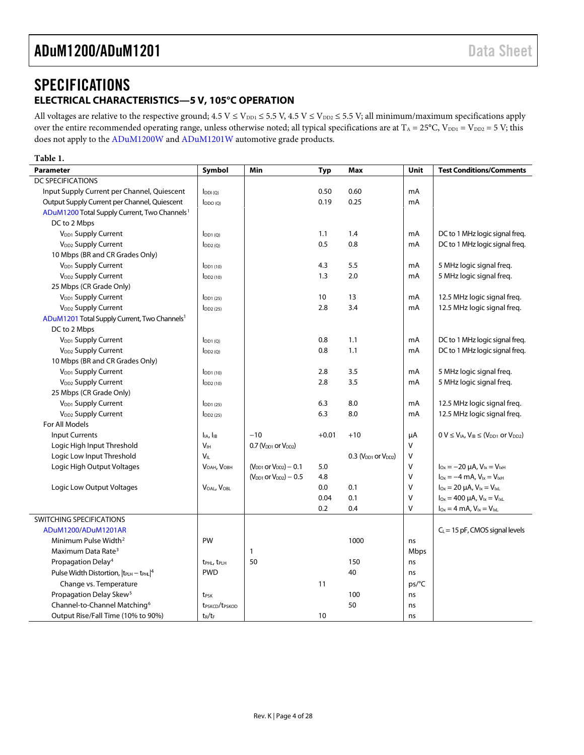# SPECIFICATIONS

## ELECTRICAL CHARACTERISTICS—5 V, 105°C OPERATION

All voltages are relative to the respective ground; 4.5 V ≤ $V_{DD1}$ ≤ 5.5 V, 4.5 V ≤ $V_{DD2}$ ≤ 5.5 V; all minimum/maximum specifications apply over the entire recommended operating range, unless otherwise noted; all typical specifications are at $T_A$ = 25°C, $V_{DD1}$ = $V_{DD2}$ = 5 V; this does not apply to the ADuM1200W and ADuM1201W automotive grade products.

**Table 1.**

| Parameter | Symbol | Min | Typ | Max | Unit | Test Conditions/Comments |
|---|---|---|---|---|---|---|
| DC SPECIFICATIONS | | | | | | |
| Input Supply Current per Channel, Quiescent | $I_{DDI (Q)}$ | | 0.50 | 0.60 | mA | |
| Output Supply Current per Channel, Quiescent | $I_{DDO (Q)}$ | | 0.19 | 0.25 | mA | |
| ADuM1200 Total Supply Current, Two Channels[1] | | | | | | |
| DC to 2 Mbps | | | | | | |
| $V_{DD1}$ Supply Current | $I_{DD1 (Q)}$ | | 1.1 | 1.4 | mA | DC to 1 MHz logic signal freq. |
| $V_{DD2}$ Supply Current | $I_{DD2 (Q)}$ | | 0.5 | 0.8 | mA | DC to 1 MHz logic signal freq. |
| 10 Mbps (BR and CR Grades Only) | | | | | | |
| $V_{DD1}$ Supply Current | $I_{DD1 (10)}$ | | 4.3 | 5.5 | mA | 5 MHz logic signal freq. |
| $V_{DD2}$ Supply Current | $I_{DD2 (10)}$ | | 1.3 | 2.0 | mA | 5 MHz logic signal freq. |
| 25 Mbps (CR Grade Only) | | | | | | |
| $V_{DD1}$ Supply Current | $I_{DD1 (25)}$ | | 10 | 13 | mA | 12.5 MHz logic signal freq. |
| $V_{DD2}$ Supply Current | $I_{DD2 (25)}$ | | 2.8 | 3.4 | mA | 12.5 MHz logic signal freq. |
| ADuM1201 Total Supply Current, Two Channels[1] | | | | | | |
| DC to 2 Mbps | | | | | | |
| $V_{DD1}$ Supply Current | $I_{DD1 (Q)}$ | | 0.8 | 1.1 | mA | DC to 1 MHz logic signal freq. |
| $V_{DD2}$ Supply Current | $I_{DD2 (Q)}$ | | 0.8 | 1.1 | mA | DC to 1 MHz logic signal freq. |
| 10 Mbps (BR and CR Grades Only) | | | | | | |
| $V_{DD1}$ Supply Current | $I_{DD1 (10)}$ | | 2.8 | 3.5 | mA | 5 MHz logic signal freq. |
| $V_{DD2}$ Supply Current | $I_{DD2 (10)}$ | | 2.8 | 3.5 | mA | 5 MHz logic signal freq. |
| 25 Mbps (CR Grade Only) | | | | | | |
| $V_{DD1}$ Supply Current | $I_{DD1 (25)}$ | | 6.3 | 8.0 | mA | 12.5 MHz logic signal freq. |
| $V_{DD2}$ Supply Current | $I_{DD2 (25)}$ | | 6.3 | 8.0 | mA | 12.5 MHz logic signal freq. |
| For All Models | | | | | | |
| Input Currents | $I_{IA}$, $I_{IB}$ | −10 | +0.01 | +10 | µA | 0 V ≤ $V_{IA}$, $V_{IB}$ ≤ ($V_{DD1}$ or $V_{DD2}$) |
| Logic High Input Threshold | $V_{IH}$ | 0.7 ($V_{DD1}$ or $V_{DD2}$) | | | V | |
| Logic Low Input Threshold | $V_{IL}$ | | | 0.3 ($V_{DD1}$ or $V_{DD2}$) | V | |
| Logic High Output Voltages | $V_{OAH}$, $V_{OBH}$ | ($V_{DD1}$ or $V_{DD2}$) − 0.1 | 5.0 | | V | $I_{Ox}$ = −20 µA, $V_{Ix}$ = $V_{IxH}$ |
| | | ($V_{DD1}$ or $V_{DD2}$) − 0.5 | 4.8 | | V | $I_{Ox}$ = −4 mA, $V_{Ix}$ = $V_{IxH}$ |
| Logic Low Output Voltages | $V_{OAL}$, $V_{OBL}$ | | 0.0 | 0.1 | V | $I_{Ox}$ = 20 µA, $V_{Ix}$ = $V_{IxL}$ |
| | | | 0.04 | 0.1 | V | $I_{Ox}$ = 400 µA, $V_{Ix}$ = $V_{IxL}$ |
| | | | 0.2 | 0.4 | V | $I_{Ox}$ = 4 mA, $V_{Ix}$ = $V_{IxL}$ |
| SWITCHING SPECIFICATIONS | | | | | | |
| ADuM1200/ADuM1201AR | | | | | | $C_L$ = 15 pF, CMOS signal levels |
| Minimum Pulse Width[2] | PW | | | 1000 | ns | |
| Maximum Data Rate[3] | | 1 | | | Mbps | |
| Propagation Delay[4] | $t_{PHL}$, $t_{PLH}$ | 50 | | 150 | ns | |
| Pulse Width Distortion, $\lvert t_{PLH} - t_{PHL} \rvert$[4] | PWD | | | 40 | ns | |
| Change vs. Temperature | | | 11 | | ps/°C | |
| Propagation Delay Skew[5] | $t_{PSK}$ | | | 100 | ns | |
| Channel-to-Channel Matching[6] | $t_{PSKCD}$/$t_{PSKOD}$ | | | 50 | ns | |
| Output Rise/Fall Time (10% to 90%) | $t_R$/$t_F$ | | 10 | | ns | |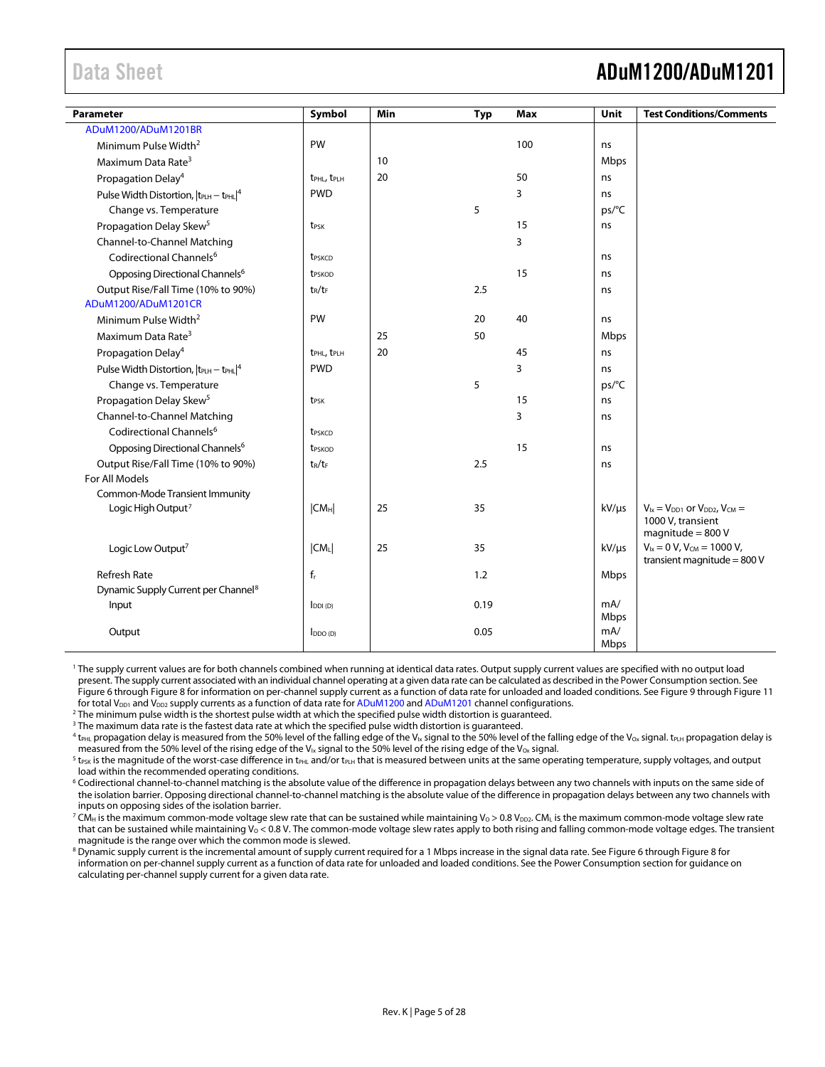| Parameter | Symbol | Min | Typ | Max | Unit | Test Conditions/Comments |
|---|---|---|---|---|---|---|
| ADuM1200/ADuM1201BR | | | | | | |
| Minimum Pulse Width[2] | PW | | | 100 | ns | |
| Maximum Data Rate[3] | | 10 | | | Mbps | |
| Propagation Delay[4] | $t_{PHL}$, $t_{PLH}$ | 20 | | 50 | ns | |
| Pulse Width Distortion, $\lvert t_{PLH} - t_{PHL} \rvert$[4] | PWD | | | 3 | ns | |
| Change vs. Temperature | | | 5 | | ps/°C | |
| Propagation Delay Skew[5] | $t_{PSK}$ | | | 15 | ns | |
| Channel-to-Channel Matching | | | | 3 | | |
| Codirectional Channels[6] | $t_{PSKCD}$ | | | | ns | |
| Opposing Directional Channels[6] | $t_{PSKOD}$ | | | 15 | ns | |
| Output Rise/Fall Time (10% to 90%) | $t_R/t_F$ | | 2.5 | | ns | |
| ADuM1200/ADuM1201CR | | | | | | |
| Minimum Pulse Width[2] | PW | | 20 | 40 | ns | |
| Maximum Data Rate[3] | | 25 | 50 | | Mbps | |
| Propagation Delay[4] | $t_{PHL}$, $t_{PLH}$ | 20 | | 45 | ns | |
| Pulse Width Distortion, $\lvert t_{PLH} - t_{PHL} \rvert$[4] | PWD | | | 3 | ns | |
| Change vs. Temperature | | | 5 | | ps/°C | |
| Propagation Delay Skew[5] | $t_{PSK}$ | | | 15 | ns | |
| Channel-to-Channel Matching | | | | 3 | ns | |
| Codirectional Channels[6] | $t_{PSKCD}$ | | | | | |
| Opposing Directional Channels[6] | $t_{PSKOD}$ | | | 15 | ns | |
| Output Rise/Fall Time (10% to 90%) | $t_R/t_F$ | | 2.5 | | ns | |
| For All Models | | | | | | |
| Common-Mode Transient Immunity | | | | | | |
| Logic High Output[7] | $\lvert CM_H \rvert$ | 25 | 35 | | kV/µs | $V_{Ix} = V_{DD1}$ or $V_{DD2}$, $V_{CM}$ = 1000 V, transient magnitude = 800 V |
| Logic Low Output[7] | $\lvert CM_L \rvert$ | 25 | 35 | | kV/µs | $V_{Ix}$ = 0 V, $V_{CM}$ = 1000 V, transient magnitude = 800 V |
| Refresh Rate | $f_r$ | | 1.2 | | Mbps | |
| Dynamic Supply Current per Channel[8] | | | | | | |
| Input | $I_{DDI (D)}$ | | 0.19 | | mA/Mbps | |
| Output | $I_{DDO (D)}$ | | 0.05 | | mA/Mbps | |

[1] The supply current values are for both channels combined when running at identical data rates. Output supply current values are specified with no output load present. The supply current associated with an individual channel operating at a given data rate can be calculated as described in the Power Consumption section. See Figure 6 through Figure 8 for information on per-channel supply current as a function of data rate for unloaded and loaded conditions. See Figure 9 through Figure 11 for total $V_{DD1}$ and $V_{DD2}$ supply currents as a function of data rate for ADuM1200 and ADuM1201 channel configurations.

[2] The minimum pulse width is the shortest pulse width at which the specified pulse width distortion is guaranteed.

[3] The maximum data rate is the fastest data rate at which the specified pulse width distortion is guaranteed.

[4] $t_{PHL}$ propagation delay is measured from the 50% level of the falling edge of the $V_{Ix}$ signal to the 50% level of the falling edge of the $V_{Ox}$ signal. $t_{PLH}$ propagation delay is measured from the 50% level of the rising edge of the $V_{Ix}$ signal to the 50% level of the rising edge of the $V_{Ox}$ signal.

[5] $t_{PSK}$ is the magnitude of the worst-case difference in $t_{PHL}$ and/or $t_{PLH}$ that is measured between units at the same operating temperature, supply voltages, and output load within the recommended operating conditions.

[6] Codirectional channel-to-channel matching is the absolute value of the difference in propagation delays between any two channels with inputs on the same side of the isolation barrier. Opposing directional channel-to-channel matching is the absolute value of the difference in propagation delays between any two channels with inputs on opposing sides of the isolation barrier.

[7] $CM_H$ is the maximum common-mode voltage slew rate that can be sustained while maintaining $V_O > 0.8\ V_{DD2}$. $CM_L$ is the maximum common-mode voltage slew rate that can be sustained while maintaining $V_O < 0.8$ V. The common-mode voltage slew rates apply to both rising and falling common-mode voltage edges. The transient magnitude is the range over which the common mode is slewed.

[8] Dynamic supply current is the incremental amount of supply current required for a 1 Mbps increase in the signal data rate. See Figure 6 through Figure 8 for information on per-channel supply current as a function of data rate for unloaded and loaded conditions. See the Power Consumption section for guidance on calculating per-channel supply current for a given data rate.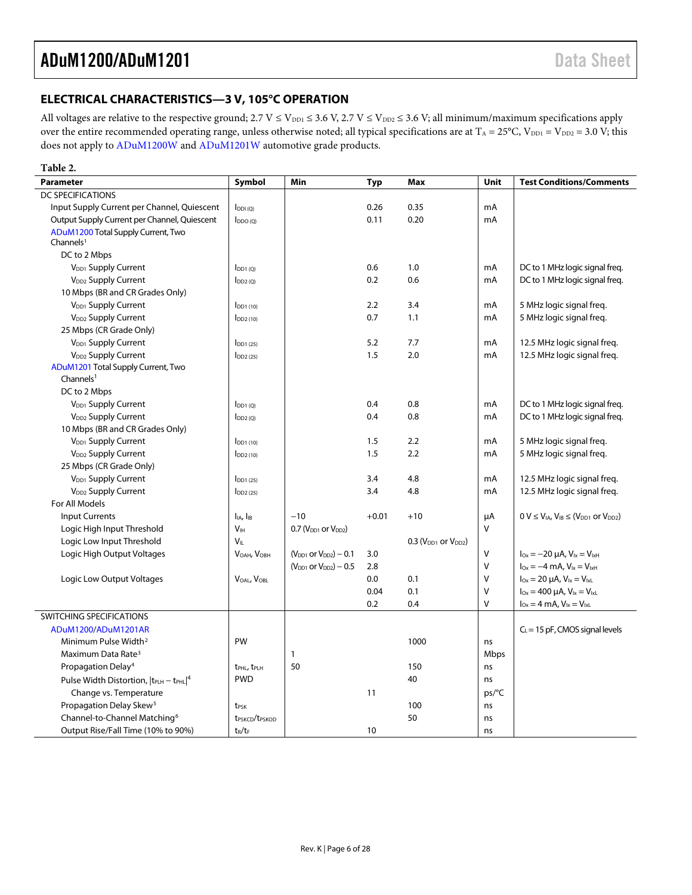## ELECTRICAL CHARACTERISTICS—3 V, 105°C OPERATION

All voltages are relative to the respective ground; 2.7 V ≤ $V_{DD1}$ ≤ 3.6 V, 2.7 V ≤ $V_{DD2}$ ≤ 3.6 V; all minimum/maximum specifications apply over the entire recommended operating range, unless otherwise noted; all typical specifications are at $T_A$ = 25°C, $V_{DD1}$ = $V_{DD2}$ = 3.0 V; this does not apply to ADuM1200W and ADuM1201W automotive grade products.

**Table 2.**

| Parameter | Symbol | Min | Typ | Max | Unit | Test Conditions/Comments |
|---|---|---|---|---|---|---|
| DC SPECIFICATIONS | | | | | | |
| Input Supply Current per Channel, Quiescent | $I_{DDI (Q)}$ | | 0.26 | 0.35 | mA | |
| Output Supply Current per Channel, Quiescent | $I_{DDO (Q)}$ | | 0.11 | 0.20 | mA | |
| ADuM1200 Total Supply Current, Two Channels[1] | | | | | | |
| DC to 2 Mbps | | | | | | |
| $V_{DD1}$ Supply Current | $I_{DD1 (Q)}$ | | 0.6 | 1.0 | mA | DC to 1 MHz logic signal freq. |
| $V_{DD2}$ Supply Current | $I_{DD2 (Q)}$ | | 0.2 | 0.6 | mA | DC to 1 MHz logic signal freq. |
| 10 Mbps (BR and CR Grades Only) | | | | | | |
| $V_{DD1}$ Supply Current | $I_{DD1 (10)}$ | | 2.2 | 3.4 | mA | 5 MHz logic signal freq. |
| $V_{DD2}$ Supply Current | $I_{DD2 (10)}$ | | 0.7 | 1.1 | mA | 5 MHz logic signal freq. |
| 25 Mbps (CR Grade Only) | | | | | | |
| $V_{DD1}$ Supply Current | $I_{DD1 (25)}$ | | 5.2 | 7.7 | mA | 12.5 MHz logic signal freq. |
| $V_{DD2}$ Supply Current | $I_{DD2 (25)}$ | | 1.5 | 2.0 | mA | 12.5 MHz logic signal freq. |
| ADuM1201 Total Supply Current, Two Channels[1] | | | | | | |
| DC to 2 Mbps | | | | | | |
| $V_{DD1}$ Supply Current | $I_{DD1 (Q)}$ | | 0.4 | 0.8 | mA | DC to 1 MHz logic signal freq. |
| $V_{DD2}$ Supply Current | $I_{DD2 (Q)}$ | | 0.4 | 0.8 | mA | DC to 1 MHz logic signal freq. |
| 10 Mbps (BR and CR Grades Only) | | | | | | |
| $V_{DD1}$ Supply Current | $I_{DD1 (10)}$ | | 1.5 | 2.2 | mA | 5 MHz logic signal freq. |
| $V_{DD2}$ Supply Current | $I_{DD2 (10)}$ | | 1.5 | 2.2 | mA | 5 MHz logic signal freq. |
| 25 Mbps (CR Grade Only) | | | | | | |
| $V_{DD1}$ Supply Current | $I_{DD1 (25)}$ | | 3.4 | 4.8 | mA | 12.5 MHz logic signal freq. |
| $V_{DD2}$ Supply Current | $I_{DD2 (25)}$ | | 3.4 | 4.8 | mA | 12.5 MHz logic signal freq. |
| For All Models | | | | | | |
| Input Currents | $I_{IA}$, $I_{IB}$ | −10 | +0.01 | +10 | µA | 0 V ≤ $V_{IA}$, $V_{IB}$ ≤ ($V_{DD1}$ or $V_{DD2}$) |
| Logic High Input Threshold | $V_{IH}$ | 0.7 ($V_{DD1}$ or $V_{DD2}$) | | | V | |
| Logic Low Input Threshold | $V_{IL}$ | | | 0.3 ($V_{DD1}$ or $V_{DD2}$) | V | |
| Logic High Output Voltages | $V_{OAH}$, $V_{OBH}$ | ($V_{DD1}$ or $V_{DD2}$) − 0.1 | 3.0 | | V | $I_{Ox}$ = −20 µA, $V_{Ix}$ = $V_{IxH}$ |
| | | ($V_{DD1}$ or $V_{DD2}$) − 0.5 | 2.8 | | V | $I_{Ox}$ = −4 mA, $V_{Ix}$ = $V_{IxH}$ |
| Logic Low Output Voltages | $V_{OAL}$, $V_{OBL}$ | | 0.0 | 0.1 | V | $I_{Ox}$ = 20 µA, $V_{Ix}$ = $V_{IxL}$ |
| | | | 0.04 | 0.1 | V | $I_{Ox}$ = 400 µA, $V_{Ix}$ = $V_{IxL}$ |
| | | | 0.2 | 0.4 | V | $I_{Ox}$ = 4 mA, $V_{Ix}$ = $V_{IxL}$ |
| SWITCHING SPECIFICATIONS | | | | | | |
| ADuM1200/ADuM1201AR | | | | | | $C_L$ = 15 pF, CMOS signal levels |
| Minimum Pulse Width[2] | PW | | | 1000 | ns | |
| Maximum Data Rate[3] | | 1 | | | Mbps | |
| Propagation Delay[4] | $t_{PHL}$, $t_{PLH}$ | 50 | | 150 | ns | |
| Pulse Width Distortion, \|$t_{PLH}$ − $t_{PHL}$\|[4] | PWD | | | 40 | ns | |
| Change vs. Temperature | | | 11 | | ps/°C | |
| Propagation Delay Skew[5] | $t_{PSK}$ | | | 100 | ns | |
| Channel-to-Channel Matching[6] | $t_{PSKCD}$/$t_{PSKOD}$ | | | 50 | ns | |
| Output Rise/Fall Time (10% to 90%) | $t_R$/$t_F$ | | 10 | | ns | |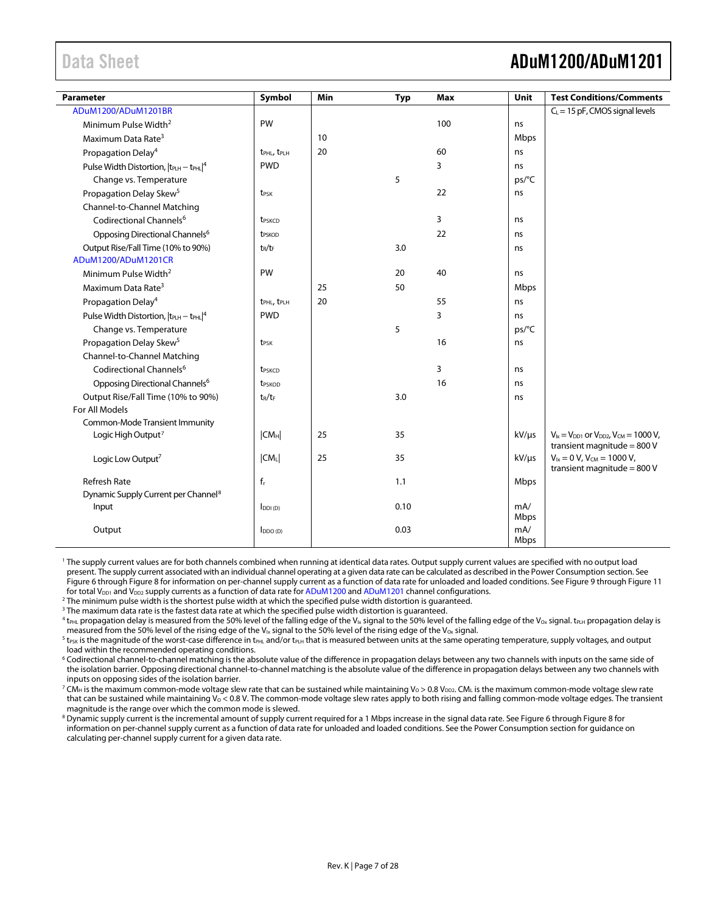| Parameter | Symbol | Min | Typ | Max | Unit | Test Conditions/Comments |
|---|---|---|---|---|---|---|
| ADuM1200/ADuM1201BR | | | | | | $C_L$ = 15 pF, CMOS signal levels |
| Minimum Pulse Width[2] | PW | | | 100 | ns | |
| Maximum Data Rate[3] | | 10 | | | Mbps | |
| Propagation Delay[4] | $t_{PHL}$, $t_{PLH}$ | 20 | | 60 | ns | |
| Pulse Width Distortion, $\|t_{PLH} − t_{PHL}\|$[4] | PWD | | | 3 | ns | |
| Change vs. Temperature | | | 5 | | ps/°C | |
| Propagation Delay Skew[5] | $t_{PSK}$ | | | 22 | ns | |
| Channel-to-Channel Matching | | | | | | |
| Codirectional Channels[6] | $t_{PSKCD}$ | | | 3 | ns | |
| Opposing Directional Channels[6] | $t_{PSKOD}$ | | | 22 | ns | |
| Output Rise/Fall Time (10% to 90%) | $t_R/t_F$ | | 3.0 | | ns | |
| ADuM1200/ADuM1201CR | | | | | | |
| Minimum Pulse Width[2] | PW | | 20 | 40 | ns | |
| Maximum Data Rate[3] | | 25 | 50 | | Mbps | |
| Propagation Delay[4] | $t_{PHL}$, $t_{PLH}$ | 20 | | 55 | ns | |
| Pulse Width Distortion, $\|t_{PLH} − t_{PHL}\|$[4] | PWD | | | 3 | ns | |
| Change vs. Temperature | | | 5 | | ps/°C | |
| Propagation Delay Skew[5] | $t_{PSK}$ | | | 16 | ns | |
| Channel-to-Channel Matching | | | | | | |
| Codirectional Channels[6] | $t_{PSKCD}$ | | | 3 | ns | |
| Opposing Directional Channels[6] | $t_{PSKOD}$ | | | 16 | ns | |
| Output Rise/Fall Time (10% to 90%) | $t_R/t_F$ | | 3.0 | | ns | |
| For All Models | | | | | | |
| Common-Mode Transient Immunity | | | | | | |
| Logic High Output[7] | $\|CM_H\|$ | 25 | 35 | | kV/µs | $V_{Ix} = V_{DD1}$ or $V_{DD2}$, $V_{CM}$ = 1000 V, transient magnitude = 800 V |
| Logic Low Output[7] | $\|CM_L\|$ | 25 | 35 | | kV/µs | $V_{Ix}$ = 0 V, $V_{CM}$ = 1000 V, transient magnitude = 800 V |
| Refresh Rate | $f_r$ | | 1.1 | | Mbps | |
| Dynamic Supply Current per Channel[8] | | | | | | |
| Input | $I_{DDI (D)}$ | | 0.10 | | mA/Mbps | |
| Output | $I_{DDO (D)}$ | | 0.03 | | mA/Mbps | |

[1] The supply current values are for both channels combined when running at identical data rates. Output supply current values are specified with no output load present. The supply current associated with an individual channel operating at a given data rate can be calculated as described in the Power Consumption section. See Figure 6 through Figure 8 for information on per-channel supply current as a function of data rate for unloaded and loaded conditions. See Figure 9 through Figure 11 for total $V_{DD1}$ and $V_{DD2}$ supply currents as a function of data rate for ADuM1200 and ADuM1201 channel configurations.

[2] The minimum pulse width is the shortest pulse width at which the specified pulse width distortion is guaranteed.

[3] The maximum data rate is the fastest data rate at which the specified pulse width distortion is guaranteed.

[4] $t_{PHL}$ propagation delay is measured from the 50% level of the falling edge of the $V_{Ix}$ signal to the 50% level of the falling edge of the $V_{Ox}$ signal. $t_{PLH}$ propagation delay is measured from the 50% level of the rising edge of the $V_{Ix}$ signal to the 50% level of the rising edge of the $V_{Ox}$ signal.

[5] $t_{PSK}$ is the magnitude of the worst-case difference in $t_{PHL}$ and/or $t_{PLH}$ that is measured between units at the same operating temperature, supply voltages, and output load within the recommended operating conditions.

[6] Codirectional channel-to-channel matching is the absolute value of the difference in propagation delays between any two channels with inputs on the same side of the isolation barrier. Opposing directional channel-to-channel matching is the absolute value of the difference in propagation delays between any two channels with inputs on opposing sides of the isolation barrier.

[7] $CM_H$ is the maximum common-mode voltage slew rate that can be sustained while maintaining $V_O > 0.8\ V_{DD2}$. $CM_L$ is the maximum common-mode voltage slew rate that can be sustained while maintaining $V_O < 0.8$ V. The common-mode voltage slew rates apply to both rising and falling common-mode voltage edges. The transient magnitude is the range over which the common mode is slewed.

[8] Dynamic supply current is the incremental amount of supply current required for a 1 Mbps increase in the signal data rate. See Figure 6 through Figure 8 for information on per-channel supply current as a function of data rate for unloaded and loaded conditions. See the Power Consumption section for guidance on calculating per-channel supply current for a given data rate.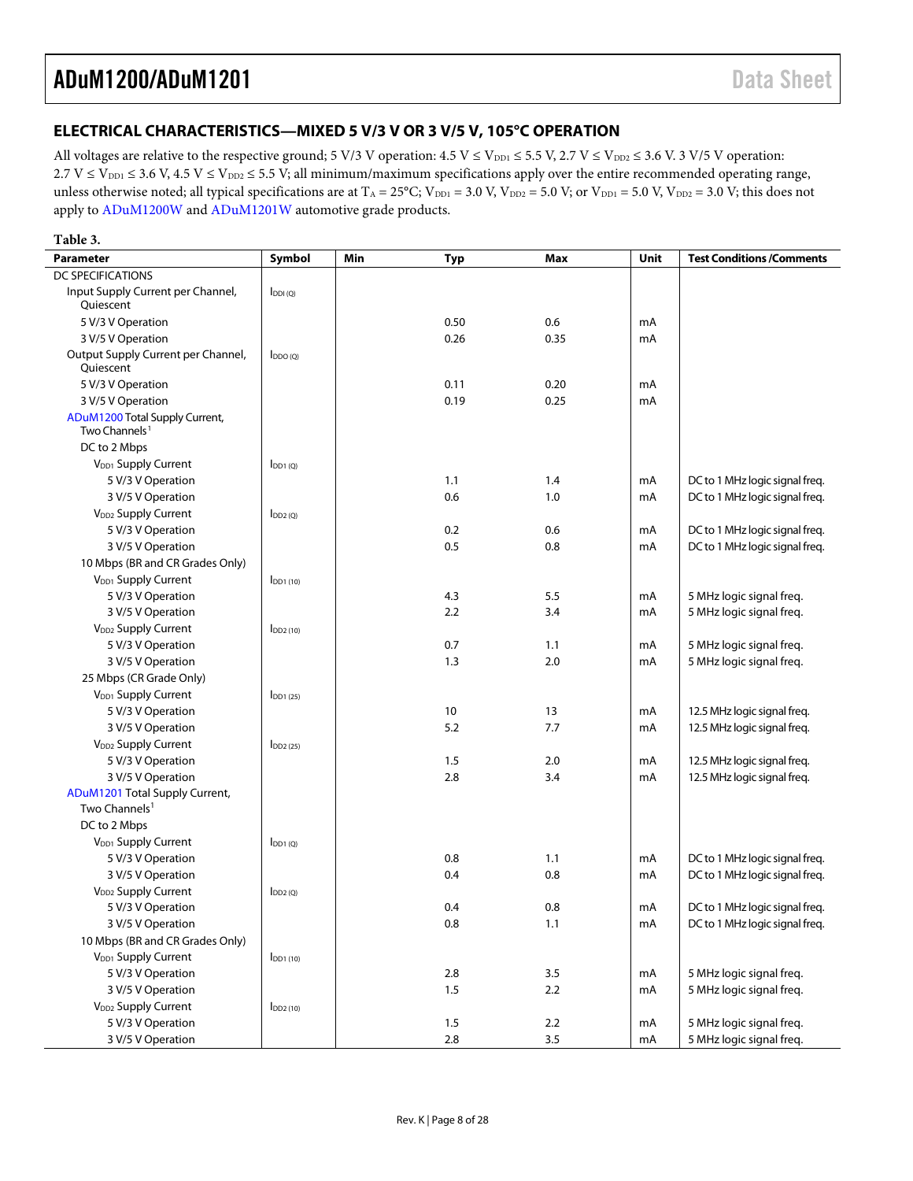## ELECTRICAL CHARACTERISTICS—MIXED 5 V/3 V OR 3 V/5 V, 105°C OPERATION

All voltages are relative to the respective ground; 5 V/3 V operation: 4.5 V ≤ $V_{DD1}$ ≤ 5.5 V, 2.7 V ≤ $V_{DD2}$ ≤ 3.6 V. 3 V/5 V operation: 2.7 V ≤ $V_{DD1}$ ≤ 3.6 V, 4.5 V ≤ $V_{DD2}$ ≤ 5.5 V; all minimum/maximum specifications apply over the entire recommended operating range, unless otherwise noted; all typical specifications are at $T_A$ = 25°C; $V_{DD1}$ = 3.0 V, $V_{DD2}$ = 5.0 V; or $V_{DD1}$ = 5.0 V, $V_{DD2}$ = 3.0 V; this does not apply to ADuM1200W and ADuM1201W automotive grade products.

**Table 3.**

| Parameter | Symbol | Min | Typ | Max | Unit | Test Conditions /Comments |
|---|---|---|---|---|---|---|
| DC SPECIFICATIONS | | | | | | |
| Input Supply Current per Channel, Quiescent | $I_{DDI (Q)}$ | | | | | |
| 5 V/3 V Operation | | | 0.50 | 0.6 | mA | |
| 3 V/5 V Operation | | | 0.26 | 0.35 | mA | |
| Output Supply Current per Channel, Quiescent | $I_{DDO (Q)}$ | | | | | |
| 5 V/3 V Operation | | | 0.11 | 0.20 | mA | |
| 3 V/5 V Operation | | | 0.19 | 0.25 | mA | |
| ADuM1200 Total Supply Current, Two Channels[1] | | | | | | |
| DC to 2 Mbps | | | | | | |
| $V_{DD1}$ Supply Current | $I_{DD1 (Q)}$ | | | | | |
| 5 V/3 V Operation | | | 1.1 | 1.4 | mA | DC to 1 MHz logic signal freq. |
| 3 V/5 V Operation | | | 0.6 | 1.0 | mA | DC to 1 MHz logic signal freq. |
| $V_{DD2}$ Supply Current | $I_{DD2 (Q)}$ | | | | | |
| 5 V/3 V Operation | | | 0.2 | 0.6 | mA | DC to 1 MHz logic signal freq. |
| 3 V/5 V Operation | | | 0.5 | 0.8 | mA | DC to 1 MHz logic signal freq. |
| 10 Mbps (BR and CR Grades Only) | | | | | | |
| $V_{DD1}$ Supply Current | $I_{DD1 (10)}$ | | | | | |
| 5 V/3 V Operation | | | 4.3 | 5.5 | mA | 5 MHz logic signal freq. |
| 3 V/5 V Operation | | | 2.2 | 3.4 | mA | 5 MHz logic signal freq. |
| $V_{DD2}$ Supply Current | $I_{DD2 (10)}$ | | | | | |
| 5 V/3 V Operation | | | 0.7 | 1.1 | mA | 5 MHz logic signal freq. |
| 3 V/5 V Operation | | | 1.3 | 2.0 | mA | 5 MHz logic signal freq. |
| 25 Mbps (CR Grade Only) | | | | | | |
| $V_{DD1}$ Supply Current | $I_{DD1 (25)}$ | | | | | |
| 5 V/3 V Operation | | | 10 | 13 | mA | 12.5 MHz logic signal freq. |
| 3 V/5 V Operation | | | 5.2 | 7.7 | mA | 12.5 MHz logic signal freq. |
| $V_{DD2}$ Supply Current | $I_{DD2 (25)}$ | | | | | |
| 5 V/3 V Operation | | | 1.5 | 2.0 | mA | 12.5 MHz logic signal freq. |
| 3 V/5 V Operation | | | 2.8 | 3.4 | mA | 12.5 MHz logic signal freq. |
| ADuM1201 Total Supply Current, Two Channels[1] | | | | | | |
| DC to 2 Mbps | | | | | | |
| $V_{DD1}$ Supply Current | $I_{DD1 (Q)}$ | | | | | |
| 5 V/3 V Operation | | | 0.8 | 1.1 | mA | DC to 1 MHz logic signal freq. |
| 3 V/5 V Operation | | | 0.4 | 0.8 | mA | DC to 1 MHz logic signal freq. |
| $V_{DD2}$ Supply Current | $I_{DD2 (Q)}$ | | | | | |
| 5 V/3 V Operation | | | 0.4 | 0.8 | mA | DC to 1 MHz logic signal freq. |
| 3 V/5 V Operation | | | 0.8 | 1.1 | mA | DC to 1 MHz logic signal freq. |
| 10 Mbps (BR and CR Grades Only) | | | | | | |
| $V_{DD1}$ Supply Current | $I_{DD1 (10)}$ | | | | | |
| 5 V/3 V Operation | | | 2.8 | 3.5 | mA | 5 MHz logic signal freq. |
| 3 V/5 V Operation | | | 1.5 | 2.2 | mA | 5 MHz logic signal freq. |
| $V_{DD2}$ Supply Current | $I_{DD2 (10)}$ | | | | | |
| 5 V/3 V Operation | | | 1.5 | 2.2 | mA | 5 MHz logic signal freq. |
| 3 V/5 V Operation | | | 2.8 | 3.5 | mA | 5 MHz logic signal freq. |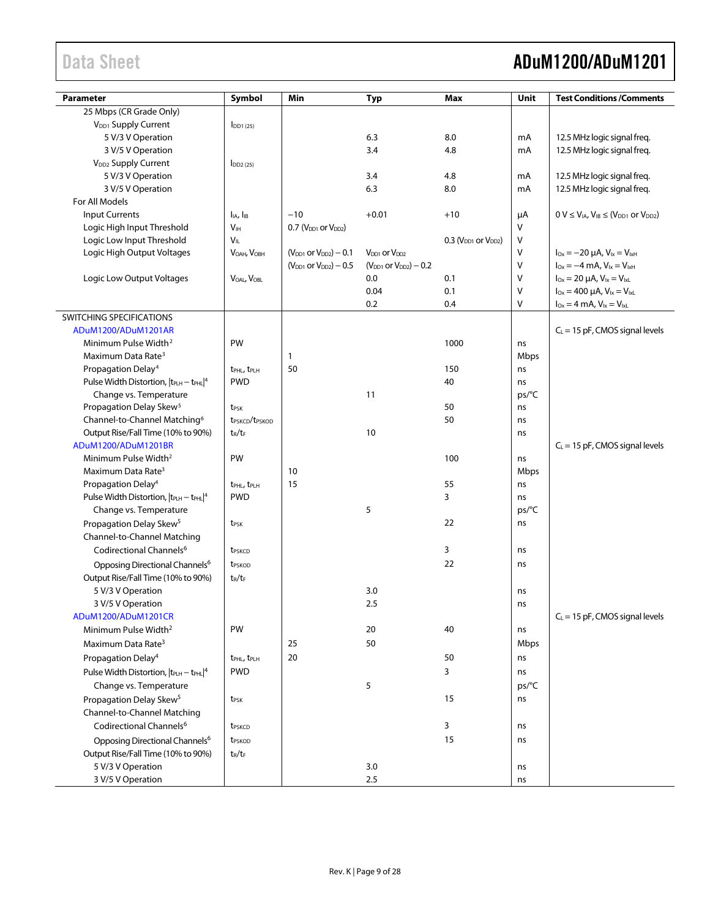| Parameter | Symbol | Min | Typ | Max | Unit | Test Conditions /Comments |
|---|---|---|---|---|---|---|
| 25 Mbps (CR Grade Only) | | | | | | |
| $V_{DD1}$ Supply Current | $I_{DD1\,(25)}$ | | | | | |
| 5 V/3 V Operation | | | 6.3 | 8.0 | mA | 12.5 MHz logic signal freq. |
| 3 V/5 V Operation | | | 3.4 | 4.8 | mA | 12.5 MHz logic signal freq. |
| $V_{DD2}$ Supply Current | $I_{DD2\,(25)}$ | | | | | |
| 5 V/3 V Operation | | | 3.4 | 4.8 | mA | 12.5 MHz logic signal freq. |
| 3 V/5 V Operation | | | 6.3 | 8.0 | mA | 12.5 MHz logic signal freq. |
| For All Models | | | | | | |
| Input Currents | $I_{IA}$, $I_{IB}$ | −10 | +0.01 | +10 | µA | 0 V ≤ $V_{IA}$, $V_{IB}$ ≤ ($V_{DD1}$ or $V_{DD2}$) |
| Logic High Input Threshold | $V_{IH}$ | 0.7 ($V_{DD1}$ or $V_{DD2}$) | | | V | |
| Logic Low Input Threshold | $V_{IL}$ | | | 0.3 ($V_{DD1}$ or $V_{DD2}$) | V | |
| Logic High Output Voltages | $V_{OAH}$, $V_{OBH}$ | ($V_{DD1}$ or $V_{DD2}$) − 0.1 | $V_{DD1}$ or $V_{DD2}$ | | V | $I_{Ox}$ = −20 µA, $V_{Ix}$ = $V_{IxH}$ |
| | | ($V_{DD1}$ or $V_{DD2}$) − 0.5 | ($V_{DD1}$ or $V_{DD2}$) − 0.2 | | V | $I_{Ox}$ = −4 mA, $V_{Ix}$ = $V_{IxH}$ |
| Logic Low Output Voltages | $V_{OAL}$, $V_{OBL}$ | | 0.0 | 0.1 | V | $I_{Ox}$ = 20 µA, $V_{Ix}$ = $V_{IxL}$ |
| | | | 0.04 | 0.1 | V | $I_{Ox}$ = 400 µA, $V_{Ix}$ = $V_{IxL}$ |
| | | | 0.2 | 0.4 | V | $I_{Ox}$ = 4 mA, $V_{Ix}$ = $V_{IxL}$ |
| SWITCHING SPECIFICATIONS | | | | | | |
| ADuM1200/ADuM1201AR | | | | | | $C_L$ = 15 pF, CMOS signal levels |
| Minimum Pulse Width[2] | PW | | | 1000 | ns | |
| Maximum Data Rate[3] | | 1 | | | Mbps | |
| Propagation Delay[4] | $t_{PHL}$, $t_{PLH}$ | 50 | | 150 | ns | |
| Pulse Width Distortion, $\lvert t_{PLH} - t_{PHL}\rvert$[4] | PWD | | | 40 | ns | |
| Change vs. Temperature | | | 11 | | ps/°C | |
| Propagation Delay Skew[5] | $t_{PSK}$ | | | 50 | ns | |
| Channel-to-Channel Matching[6] | $t_{PSKCD}$/$t_{PSKOD}$ | | | 50 | ns | |
| Output Rise/Fall Time (10% to 90%) | $t_R$/$t_F$ | | 10 | | ns | |
| ADuM1200/ADuM1201BR | | | | | | $C_L$ = 15 pF, CMOS signal levels |
| Minimum Pulse Width[2] | PW | | | 100 | ns | |
| Maximum Data Rate[3] | | 10 | | | Mbps | |
| Propagation Delay[4] | $t_{PHL}$, $t_{PLH}$ | 15 | | 55 | ns | |
| Pulse Width Distortion, $\lvert t_{PLH} - t_{PHL}\rvert$[4] | PWD | | | 3 | ns | |
| Change vs. Temperature | | | 5 | | ps/°C | |
| Propagation Delay Skew[5] | $t_{PSK}$ | | | 22 | ns | |
| Channel-to-Channel Matching | | | | | | |
| Codirectional Channels[6] | $t_{PSKCD}$ | | | 3 | ns | |
| Opposing Directional Channels[6] | $t_{PSKOD}$ | | | 22 | ns | |
| Output Rise/Fall Time (10% to 90%) | $t_R$/$t_F$ | | | | | |
| 5 V/3 V Operation | | | 3.0 | | ns | |
| 3 V/5 V Operation | | | 2.5 | | ns | |
| ADuM1200/ADuM1201CR | | | | | | $C_L$ = 15 pF, CMOS signal levels |
| Minimum Pulse Width[2] | PW | | 20 | 40 | ns | |
| Maximum Data Rate[3] | | 25 | 50 | | Mbps | |
| Propagation Delay[4] | $t_{PHL}$, $t_{PLH}$ | 20 | | 50 | ns | |
| Pulse Width Distortion, $\lvert t_{PLH} - t_{PHL}\rvert$[4] | PWD | | | 3 | ns | |
| Change vs. Temperature | | | 5 | | ps/°C | |
| Propagation Delay Skew[5] | $t_{PSK}$ | | | 15 | ns | |
| Channel-to-Channel Matching | | | | | | |
| Codirectional Channels[6] | $t_{PSKCD}$ | | | 3 | ns | |
| Opposing Directional Channels[6] | $t_{PSKOD}$ | | | 15 | ns | |
| Output Rise/Fall Time (10% to 90%) | $t_R$/$t_F$ | | | | | |
| 5 V/3 V Operation | | | 3.0 | | ns | |
| 3 V/5 V Operation | | | 2.5 | | ns | |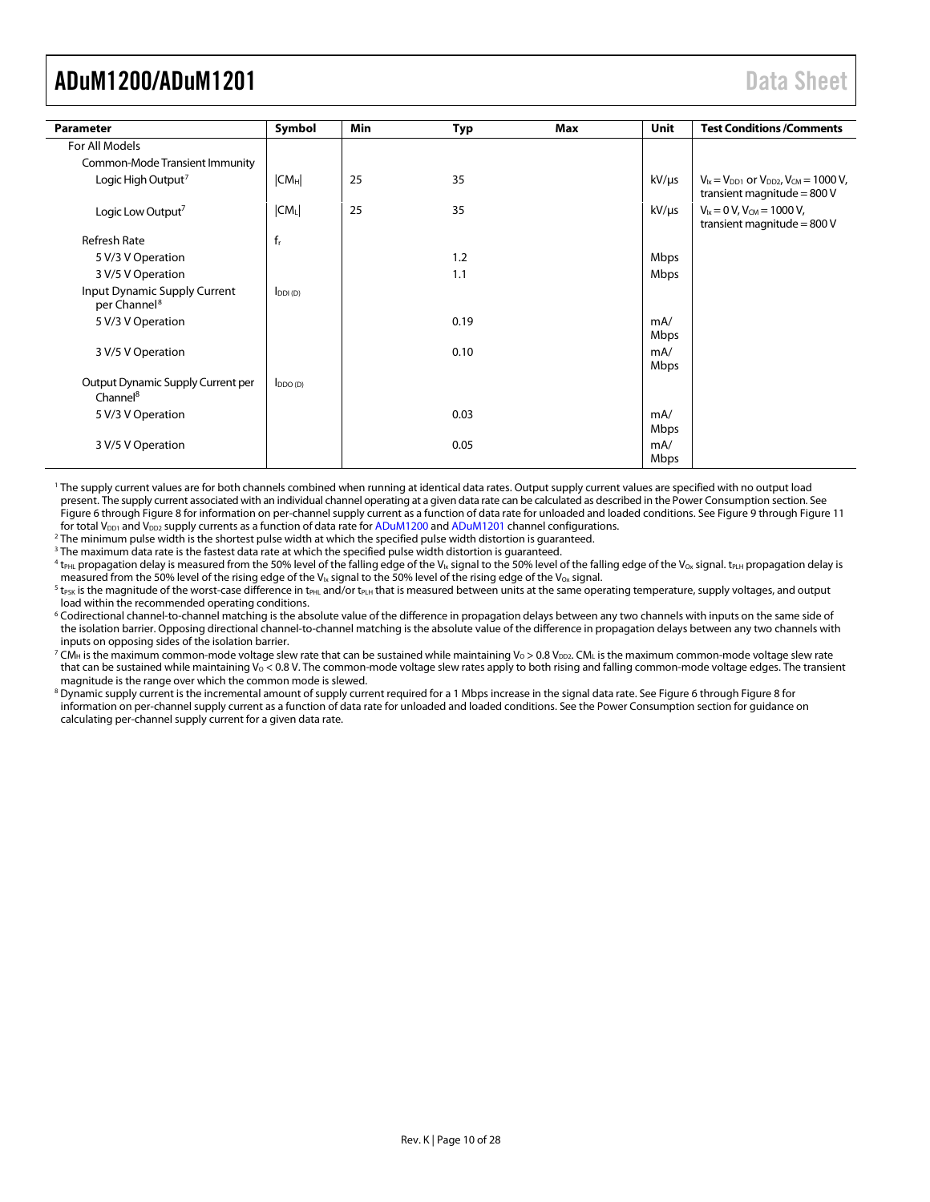| Parameter | Symbol | Min | Typ | Max | Unit | Test Conditions /Comments |
|---|---|---|---|---|---|---|
| For All Models | | | | | | |
| Common-Mode Transient Immunity | | | | | | |
| Logic High Output[7] | $\|CM_H\|$ | 25 | 35 | | kV/µs | $V_{Ix} = V_{DD1}$ or $V_{DD2}$, $V_{CM} = 1000$ V, transient magnitude = 800 V |
| Logic Low Output[7] | $\|CM_L\|$ | 25 | 35 | | kV/µs | $V_{Ix} = 0$ V, $V_{CM} = 1000$ V, transient magnitude = 800 V |
| Refresh Rate | $f_r$ | | | | | |
| 5 V/3 V Operation | | | 1.2 | | Mbps | |
| 3 V/5 V Operation | | | 1.1 | | Mbps | |
| Input Dynamic Supply Current per Channel[8] | $I_{DDI (D)}$ | | | | | |
| 5 V/3 V Operation | | | 0.19 | | mA/Mbps | |
| 3 V/5 V Operation | | | 0.10 | | mA/Mbps | |
| Output Dynamic Supply Current per Channel[8] | $I_{DDO (D)}$ | | | | | |
| 5 V/3 V Operation | | | 0.03 | | mA/Mbps | |
| 3 V/5 V Operation | | | 0.05 | | mA/Mbps | |

[1] The supply current values are for both channels combined when running at identical data rates. Output supply current values are specified with no output load present. The supply current associated with an individual channel operating at a given data rate can be calculated as described in the Power Consumption section. See Figure 6 through Figure 8 for information on per-channel supply current as a function of data rate for unloaded and loaded conditions. See Figure 9 through Figure 11 for total $V_{DD1}$ and $V_{DD2}$ supply currents as a function of data rate for ADuM1200 and ADuM1201 channel configurations.

[2] The minimum pulse width is the shortest pulse width at which the specified pulse width distortion is guaranteed.

[3] The maximum data rate is the fastest data rate at which the specified pulse width distortion is guaranteed.

[4] $t_{PHL}$ propagation delay is measured from the 50% level of the falling edge of the $V_{Ix}$ signal to the 50% level of the falling edge of the $V_{Ox}$ signal. $t_{PLH}$ propagation delay is measured from the 50% level of the rising edge of the $V_{Ix}$ signal to the 50% level of the rising edge of the $V_{Ox}$ signal.

[5] $t_{PSK}$ is the magnitude of the worst-case difference in $t_{PHL}$ and/or $t_{PLH}$ that is measured between units at the same operating temperature, supply voltages, and output load within the recommended operating conditions.

[6] Codirectional channel-to-channel matching is the absolute value of the difference in propagation delays between any two channels with inputs on the same side of the isolation barrier. Opposing directional channel-to-channel matching is the absolute value of the difference in propagation delays between any two channels with inputs on opposing sides of the isolation barrier.

[7] $CM_H$ is the maximum common-mode voltage slew rate that can be sustained while maintaining $V_O > 0.8\ V_{DD2}$. $CM_L$ is the maximum common-mode voltage slew rate that can be sustained while maintaining $V_O < 0.8$ V. The common-mode voltage slew rates apply to both rising and falling common-mode voltage edges. The transient magnitude is the range over which the common mode is slewed.

[8] Dynamic supply current is the incremental amount of supply current required for a 1 Mbps increase in the signal data rate. See Figure 6 through Figure 8 for information on per-channel supply current as a function of data rate for unloaded and loaded conditions. See the Power Consumption section for guidance on calculating per-channel supply current for a given data rate.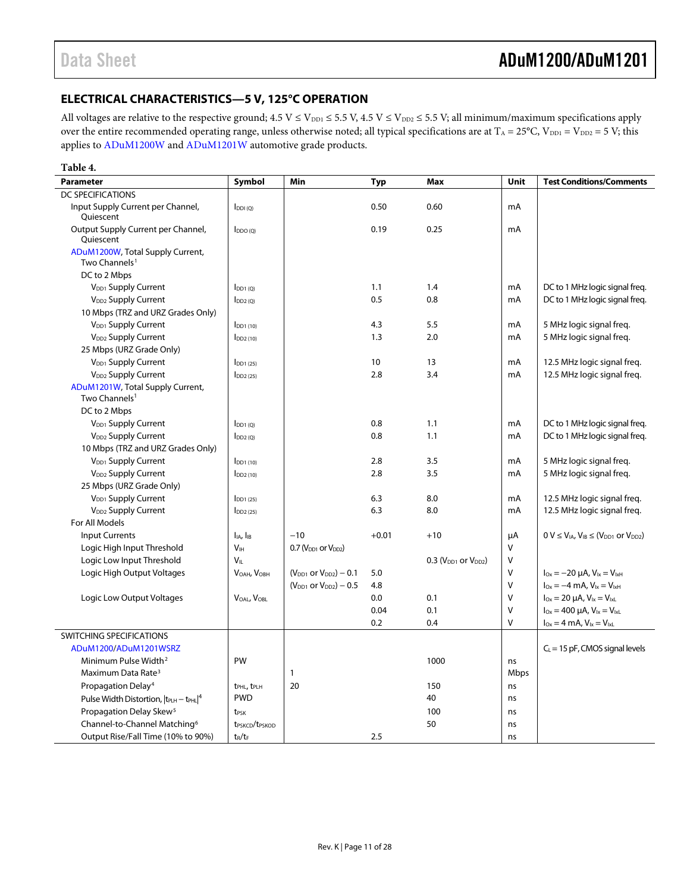## ELECTRICAL CHARACTERISTICS—5 V, 125°C OPERATION

All voltages are relative to the respective ground; 4.5 V ≤ $V_{DD1}$ ≤ 5.5 V, 4.5 V ≤ $V_{DD2}$ ≤ 5.5 V; all minimum/maximum specifications apply over the entire recommended operating range, unless otherwise noted; all typical specifications are at $T_A$ = 25°C, $V_{DD1}$ = $V_{DD2}$ = 5 V; this applies to ADuM1200W and ADuM1201W automotive grade products.

**Table 4.**

| Parameter | Symbol | Min | Typ | Max | Unit | Test Conditions/Comments |
|---|---|---|---|---|---|---|
| DC SPECIFICATIONS | | | | | | |
| Input Supply Current per Channel, Quiescent | $I_{DDI (Q)}$ | | 0.50 | 0.60 | mA | |
| Output Supply Current per Channel, Quiescent | $I_{DDO (Q)}$ | | 0.19 | 0.25 | mA | |
| ADuM1200W, Total Supply Current, Two Channels[1] | | | | | | |
| DC to 2 Mbps | | | | | | |
| $V_{DD1}$ Supply Current | $I_{DD1 (Q)}$ | | 1.1 | 1.4 | mA | DC to 1 MHz logic signal freq. |
| $V_{DD2}$ Supply Current | $I_{DD2 (Q)}$ | | 0.5 | 0.8 | mA | DC to 1 MHz logic signal freq. |
| 10 Mbps (TRZ and URZ Grades Only) | | | | | | |
| $V_{DD1}$ Supply Current | $I_{DD1 (10)}$ | | 4.3 | 5.5 | mA | 5 MHz logic signal freq. |
| $V_{DD2}$ Supply Current | $I_{DD2 (10)}$ | | 1.3 | 2.0 | mA | 5 MHz logic signal freq. |
| 25 Mbps (URZ Grade Only) | | | | | | |
| $V_{DD1}$ Supply Current | $I_{DD1 (25)}$ | | 10 | 13 | mA | 12.5 MHz logic signal freq. |
| $V_{DD2}$ Supply Current | $I_{DD2 (25)}$ | | 2.8 | 3.4 | mA | 12.5 MHz logic signal freq. |
| ADuM1201W, Total Supply Current, Two Channels[1] | | | | | | |
| DC to 2 Mbps | | | | | | |
| $V_{DD1}$ Supply Current | $I_{DD1 (Q)}$ | | 0.8 | 1.1 | mA | DC to 1 MHz logic signal freq. |
| $V_{DD2}$ Supply Current | $I_{DD2 (Q)}$ | | 0.8 | 1.1 | mA | DC to 1 MHz logic signal freq. |
| 10 Mbps (TRZ and URZ Grades Only) | | | | | | |
| $V_{DD1}$ Supply Current | $I_{DD1 (10)}$ | | 2.8 | 3.5 | mA | 5 MHz logic signal freq. |
| $V_{DD2}$ Supply Current | $I_{DD2 (10)}$ | | 2.8 | 3.5 | mA | 5 MHz logic signal freq. |
| 25 Mbps (URZ Grade Only) | | | | | | |
| $V_{DD1}$ Supply Current | $I_{DD1 (25)}$ | | 6.3 | 8.0 | mA | 12.5 MHz logic signal freq. |
| $V_{DD2}$ Supply Current | $I_{DD2 (25)}$ | | 6.3 | 8.0 | mA | 12.5 MHz logic signal freq. |
| For All Models | | | | | | |
| Input Currents | $I_{IA}$, $I_{IB}$ | −10 | +0.01 | +10 | µA | 0 V ≤ $V_{IA}$, $V_{IB}$ ≤ ($V_{DD1}$ or $V_{DD2}$) |
| Logic High Input Threshold | $V_{IH}$ | 0.7 ($V_{DD1}$ or $V_{DD2}$) | | | V | |
| Logic Low Input Threshold | $V_{IL}$ | | | 0.3 ($V_{DD1}$ or $V_{DD2}$) | V | |
| Logic High Output Voltages | $V_{OAH}$, $V_{OBH}$ | ($V_{DD1}$ or $V_{DD2}$) − 0.1 | 5.0 | | V | $I_{Ox}$ = −20 µA, $V_{Ix}$ = $V_{IxH}$ |
| | | ($V_{DD1}$ or $V_{DD2}$) − 0.5 | 4.8 | | V | $I_{Ox}$ = −4 mA, $V_{Ix}$ = $V_{IxH}$ |
| Logic Low Output Voltages | $V_{OAL}$, $V_{OBL}$ | | 0.0 | 0.1 | V | $I_{Ox}$ = 20 µA, $V_{Ix}$ = $V_{IxL}$ |
| | | | 0.04 | 0.1 | V | $I_{Ox}$ = 400 µA, $V_{Ix}$ = $V_{IxL}$ |
| | | | 0.2 | 0.4 | V | $I_{Ox}$ = 4 mA, $V_{Ix}$ = $V_{IxL}$ |
| SWITCHING SPECIFICATIONS | | | | | | |
| ADuM1200/ADuM1201WSRZ | | | | | | $C_L$ = 15 pF, CMOS signal levels |
| Minimum Pulse Width[2] | PW | | | 1000 | ns | |
| Maximum Data Rate[3] | | 1 | | | Mbps | |
| Propagation Delay[4] | $t_{PHL}$, $t_{PLH}$ | 20 | | 150 | ns | |
| Pulse Width Distortion, $\|t_{PLH} − t_{PHL}\|$[4] | PWD | | | 40 | ns | |
| Propagation Delay Skew[5] | $t_{PSK}$ | | | 100 | ns | |
| Channel-to-Channel Matching[6] | $t_{PSKCD}$/$t_{PSKOD}$ | | | 50 | ns | |
| Output Rise/Fall Time (10% to 90%) | $t_R$/$t_F$ | | 2.5 | | ns | |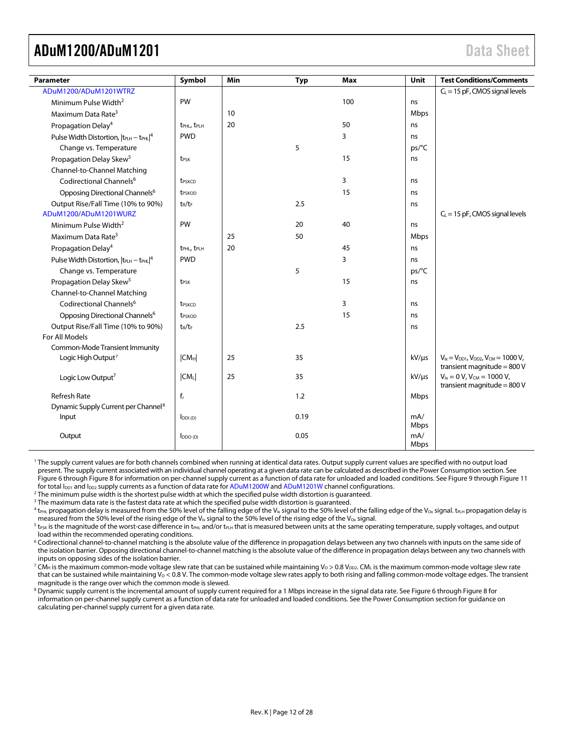| Parameter | Symbol | Min | Typ | Max | Unit | Test Conditions/Comments |
|---|---|---|---|---|---|---|
| ADuM1200/ADuM1201WTRZ | | | | | | $C_L$ = 15 pF, CMOS signal levels |
| Minimum Pulse Width[2] | PW | | | 100 | ns | |
| Maximum Data Rate[3] | | 10 | | | Mbps | |
| Propagation Delay[4] | $t_{PHL}$, $t_{PLH}$ | 20 | | 50 | ns | |
| Pulse Width Distortion, $\|t_{PLH} - t_{PHL}\|$[4] | PWD | | | 3 | ns | |
| Change vs. Temperature | | | 5 | | ps/°C | |
| Propagation Delay Skew[5] | $t_{PSK}$ | | | 15 | ns | |
| Channel-to-Channel Matching | | | | | | |
| Codirectional Channels[6] | $t_{PSKCD}$ | | | 3 | ns | |
| Opposing Directional Channels[6] | $t_{PSKOD}$ | | | 15 | ns | |
| Output Rise/Fall Time (10% to 90%) | $t_R/t_F$ | | 2.5 | | ns | |
| ADuM1200/ADuM1201WURZ | | | | | | $C_L$ = 15 pF, CMOS signal levels |
| Minimum Pulse Width[2] | PW | | 20 | 40 | ns | |
| Maximum Data Rate[3] | | 25 | 50 | | Mbps | |
| Propagation Delay[4] | $t_{PHL}$, $t_{PLH}$ | 20 | | 45 | ns | |
| Pulse Width Distortion, $\|t_{PLH} - t_{PHL}\|$[4] | PWD | | | 3 | ns | |
| Change vs. Temperature | | | 5 | | ps/°C | |
| Propagation Delay Skew[5] | $t_{PSK}$ | | | 15 | ns | |
| Channel-to-Channel Matching | | | | | | |
| Codirectional Channels[6] | $t_{PSKCD}$ | | | 3 | ns | |
| Opposing Directional Channels[6] | $t_{PSKOD}$ | | | 15 | ns | |
| Output Rise/Fall Time (10% to 90%) | $t_R/t_F$ | | 2.5 | | ns | |
| For All Models | | | | | | |
| Common-Mode Transient Immunity | | | | | | |
| Logic High Output[7] | $\|CM_H\|$ | 25 | 35 | | kV/µs | $V_{Ix} = V_{DD1}$, $V_{DD2}$, $V_{CM}$ = 1000 V, transient magnitude = 800 V |
| Logic Low Output[7] | $\|CM_L\|$ | 25 | 35 | | kV/µs | $V_{Ix}$ = 0 V, $V_{CM}$ = 1000 V, transient magnitude = 800 V |
| Refresh Rate | $f_r$ | | 1.2 | | Mbps | |
| Dynamic Supply Current per Channel[8] | | | | | | |
| Input | $I_{DDI (D)}$ | | 0.19 | | mA/Mbps | |
| Output | $I_{DDO (D)}$ | | 0.05 | | mA/Mbps | |

[1] The supply current values are for both channels combined when running at identical data rates. Output supply current values are specified with no output load present. The supply current associated with an individual channel operating at a given data rate can be calculated as described in the Power Consumption section. See Figure 6 through Figure 8 for information on per-channel supply current as a function of data rate for unloaded and loaded conditions. See Figure 9 through Figure 11 for total $I_{DD1}$ and $I_{DD2}$ supply currents as a function of data rate for ADuM1200W and ADuM1201W channel configurations.

[2] The minimum pulse width is the shortest pulse width at which the specified pulse width distortion is guaranteed.

[3] The maximum data rate is the fastest data rate at which the specified pulse width distortion is guaranteed.

[4] $t_{PHL}$ propagation delay is measured from the 50% level of the falling edge of the $V_{Ix}$ signal to the 50% level of the falling edge of the $V_{Ox}$ signal. $t_{PLH}$ propagation delay is measured from the 50% level of the rising edge of the $V_{Ix}$ signal to the 50% level of the rising edge of the $V_{Ox}$ signal.

[5] $t_{PSK}$ is the magnitude of the worst-case difference in $t_{PHL}$ and/or $t_{PLH}$ that is measured between units at the same operating temperature, supply voltages, and output load within the recommended operating conditions.

[6] Codirectional channel-to-channel matching is the absolute value of the difference in propagation delays between any two channels with inputs on the same side of the isolation barrier. Opposing directional channel-to-channel matching is the absolute value of the difference in propagation delays between any two channels with inputs on opposing sides of the isolation barrier.

[7] $CM_H$ is the maximum common-mode voltage slew rate that can be sustained while maintaining $V_O > 0.8\ V_{DD2}$. $CM_L$ is the maximum common-mode voltage slew rate that can be sustained while maintaining $V_O < 0.8$ V. The common-mode voltage slew rates apply to both rising and falling common-mode voltage edges. The transient magnitude is the range over which the common mode is slewed.

[8] Dynamic supply current is the incremental amount of supply current required for a 1 Mbps increase in the signal data rate. See Figure 6 through Figure 8 for information on per-channel supply current as a function of data rate for unloaded and loaded conditions. See the Power Consumption section for guidance on calculating per-channel supply current for a given data rate.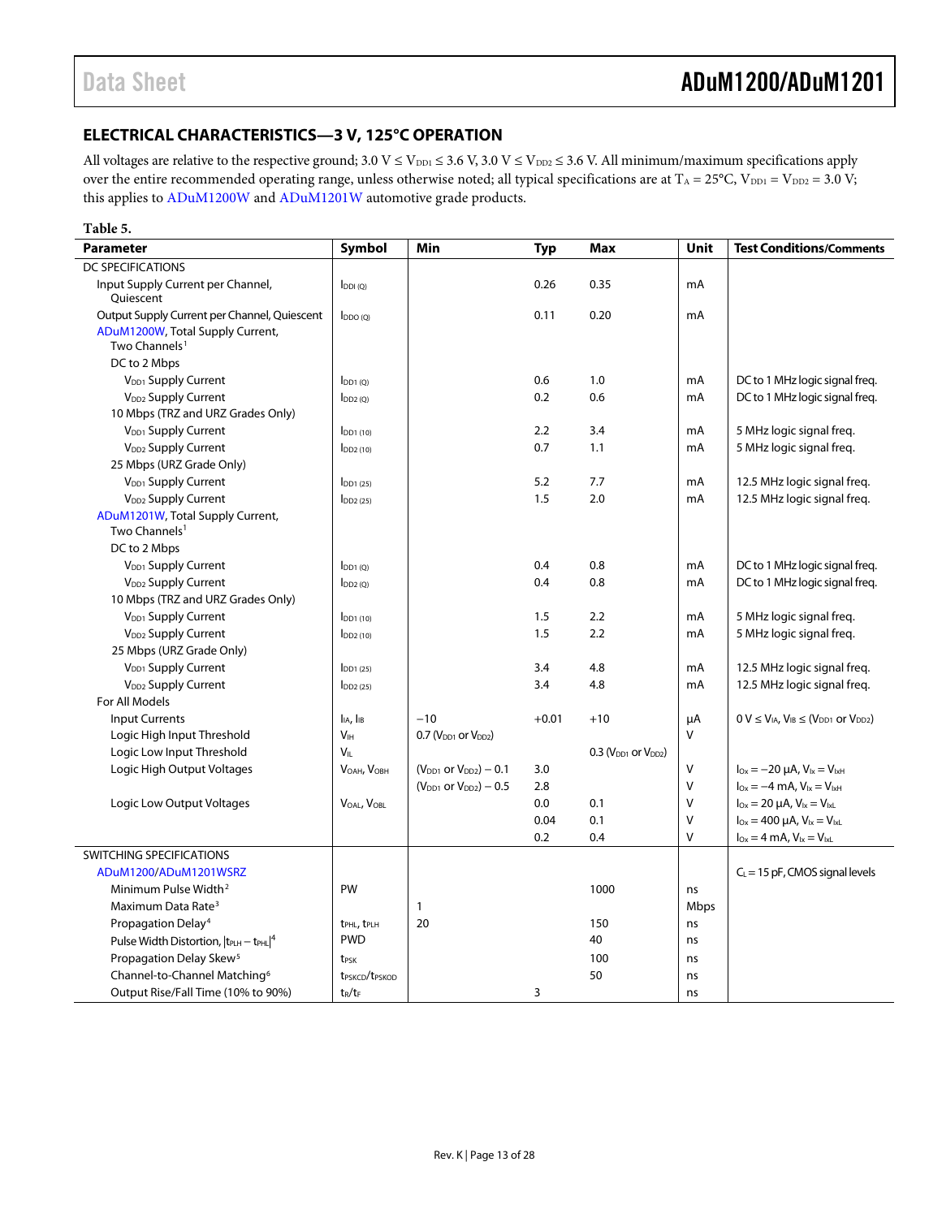## ELECTRICAL CHARACTERISTICS—3 V, 125°C OPERATION

All voltages are relative to the respective ground; 3.0 V ≤ $V_{DD1}$ ≤ 3.6 V, 3.0 V ≤ $V_{DD2}$ ≤ 3.6 V. All minimum/maximum specifications apply over the entire recommended operating range, unless otherwise noted; all typical specifications are at $T_A$ = 25°C, $V_{DD1}$ = $V_{DD2}$ = 3.0 V; this applies to ADuM1200W and ADuM1201W automotive grade products.

**Table 5.**

| Parameter | Symbol | Min | Typ | Max | Unit | Test Conditions/Comments |
|---|---|---|---|---|---|---|
| DC SPECIFICATIONS | | | | | | |
| Input Supply Current per Channel, Quiescent | $I_{DDI (Q)}$ | | 0.26 | 0.35 | mA | |
| Output Supply Current per Channel, Quiescent | $I_{DDO (Q)}$ | | 0.11 | 0.20 | mA | |
| ADuM1200W, Total Supply Current, Two Channels[1] | | | | | | |
| DC to 2 Mbps | | | | | | |
| $V_{DD1}$ Supply Current | $I_{DD1 (Q)}$ | | 0.6 | 1.0 | mA | DC to 1 MHz logic signal freq. |
| $V_{DD2}$ Supply Current | $I_{DD2 (Q)}$ | | 0.2 | 0.6 | mA | DC to 1 MHz logic signal freq. |
| 10 Mbps (TRZ and URZ Grades Only) | | | | | | |
| $V_{DD1}$ Supply Current | $I_{DD1 (10)}$ | | 2.2 | 3.4 | mA | 5 MHz logic signal freq. |
| $V_{DD2}$ Supply Current | $I_{DD2 (10)}$ | | 0.7 | 1.1 | mA | 5 MHz logic signal freq. |
| 25 Mbps (URZ Grade Only) | | | | | | |
| $V_{DD1}$ Supply Current | $I_{DD1 (25)}$ | | 5.2 | 7.7 | mA | 12.5 MHz logic signal freq. |
| $V_{DD2}$ Supply Current | $I_{DD2 (25)}$ | | 1.5 | 2.0 | mA | 12.5 MHz logic signal freq. |
| ADuM1201W, Total Supply Current, Two Channels[1] | | | | | | |
| DC to 2 Mbps | | | | | | |
| $V_{DD1}$ Supply Current | $I_{DD1 (Q)}$ | | 0.4 | 0.8 | mA | DC to 1 MHz logic signal freq. |
| $V_{DD2}$ Supply Current | $I_{DD2 (Q)}$ | | 0.4 | 0.8 | mA | DC to 1 MHz logic signal freq. |
| 10 Mbps (TRZ and URZ Grades Only) | | | | | | |
| $V_{DD1}$ Supply Current | $I_{DD1 (10)}$ | | 1.5 | 2.2 | mA | 5 MHz logic signal freq. |
| $V_{DD2}$ Supply Current | $I_{DD2 (10)}$ | | 1.5 | 2.2 | mA | 5 MHz logic signal freq. |
| 25 Mbps (URZ Grade Only) | | | | | | |
| $V_{DD1}$ Supply Current | $I_{DD1 (25)}$ | | 3.4 | 4.8 | mA | 12.5 MHz logic signal freq. |
| $V_{DD2}$ Supply Current | $I_{DD2 (25)}$ | | 3.4 | 4.8 | mA | 12.5 MHz logic signal freq. |
| For All Models | | | | | | |
| Input Currents | $I_{IA}$, $I_{IB}$ | −10 | +0.01 | +10 | µA | 0 V ≤ $V_{IA}$, $V_{IB}$ ≤ ($V_{DD1}$ or $V_{DD2}$) |
| Logic High Input Threshold | $V_{IH}$ | 0.7 ($V_{DD1}$ or $V_{DD2}$) | | | V | |
| Logic Low Input Threshold | $V_{IL}$ | | | 0.3 ($V_{DD1}$ or $V_{DD2}$) | V | |
| Logic High Output Voltages | $V_{OAH}$, $V_{OBH}$ | ($V_{DD1}$ or $V_{DD2}$) − 0.1 | 3.0 | | V | $I_{Ox}$ = −20 µA, $V_{Ix}$ = $V_{IxH}$ |
| | | ($V_{DD1}$ or $V_{DD2}$) − 0.5 | 2.8 | | V | $I_{Ox}$ = −4 mA, $V_{Ix}$ = $V_{IxH}$ |
| Logic Low Output Voltages | $V_{OAL}$, $V_{OBL}$ | | 0.0 | 0.1 | V | $I_{Ox}$ = 20 µA, $V_{Ix}$ = $V_{IxL}$ |
| | | | 0.04 | 0.1 | V | $I_{Ox}$ = 400 µA, $V_{Ix}$ = $V_{IxL}$ |
| | | | 0.2 | 0.4 | V | $I_{Ox}$ = 4 mA, $V_{Ix}$ = $V_{IxL}$ |
| SWITCHING SPECIFICATIONS | | | | | | |
| ADuM1200/ADuM1201WSRZ | | | | | | $C_L$ = 15 pF, CMOS signal levels |
| Minimum Pulse Width[2] | PW | | | 1000 | ns | |
| Maximum Data Rate[3] | | 1 | | | Mbps | |
| Propagation Delay[4] | $t_{PHL}$, $t_{PLH}$ | 20 | | 150 | ns | |
| Pulse Width Distortion, $\lvert t_{PLH} - t_{PHL} \rvert$[4] | PWD | | | 40 | ns | |
| Propagation Delay Skew[5] | $t_{PSK}$ | | | 100 | ns | |
| Channel-to-Channel Matching[6] | $t_{PSKCD}$/$t_{PSKOD}$ | | | 50 | ns | |
| Output Rise/Fall Time (10% to 90%) | $t_R$/$t_F$ | | 3 | | ns | |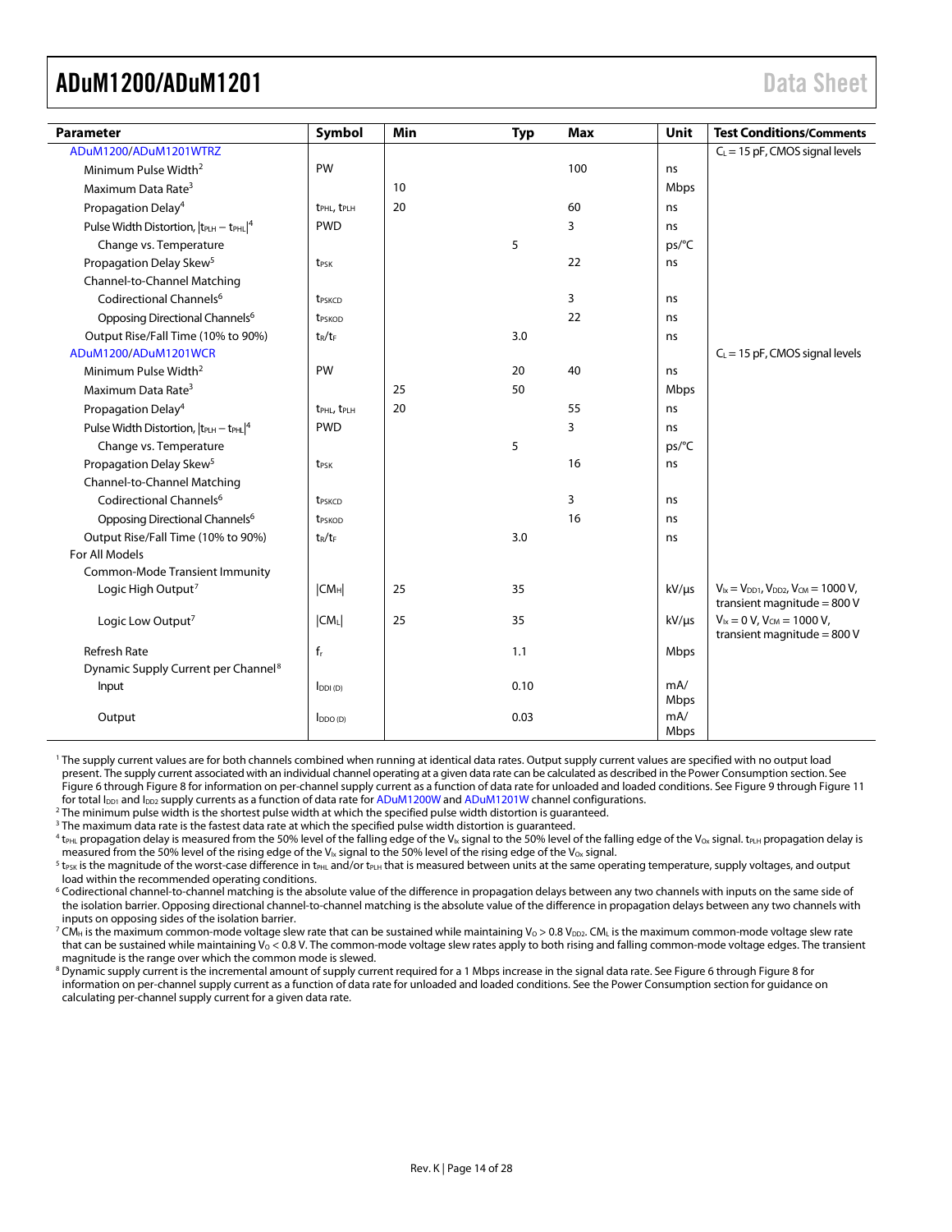| Parameter | Symbol | Min | Typ | Max | Unit | Test Conditions/Comments |
|---|---|---|---|---|---|---|
| ADuM1200/ADuM1201WTRZ | | | | | | $C_L$ = 15 pF, CMOS signal levels |
| Minimum Pulse Width[2] | PW | | | 100 | ns | |
| Maximum Data Rate[3] | | 10 | | | Mbps | |
| Propagation Delay[4] | $t_{PHL}$, $t_{PLH}$ | 20 | | 60 | ns | |
| Pulse Width Distortion, $\lvert t_{PLH} - t_{PHL}\rvert$[4] | PWD | | | 3 | ns | |
| Change vs. Temperature | | | 5 | | ps/°C | |
| Propagation Delay Skew[5] | $t_{PSK}$ | | | 22 | ns | |
| Channel-to-Channel Matching | | | | | | |
| Codirectional Channels[6] | $t_{PSKCD}$ | | | 3 | ns | |
| Opposing Directional Channels[6] | $t_{PSKOD}$ | | | 22 | ns | |
| Output Rise/Fall Time (10% to 90%) | $t_R/t_F$ | | 3.0 | | ns | |
| ADuM1200/ADuM1201WCR | | | | | | $C_L$ = 15 pF, CMOS signal levels |
| Minimum Pulse Width[2] | PW | | 20 | 40 | ns | |
| Maximum Data Rate[3] | | 25 | 50 | | Mbps | |
| Propagation Delay[4] | $t_{PHL}$, $t_{PLH}$ | 20 | | 55 | ns | |
| Pulse Width Distortion, $\lvert t_{PLH} - t_{PHL}\rvert$[4] | PWD | | | 3 | ns | |
| Change vs. Temperature | | | 5 | | ps/°C | |
| Propagation Delay Skew[5] | $t_{PSK}$ | | | 16 | ns | |
| Channel-to-Channel Matching | | | | | | |
| Codirectional Channels[6] | $t_{PSKCD}$ | | | 3 | ns | |
| Opposing Directional Channels[6] | $t_{PSKOD}$ | | | 16 | ns | |
| Output Rise/Fall Time (10% to 90%) | $t_R/t_F$ | | 3.0 | | ns | |
| For All Models | | | | | | |
| Common-Mode Transient Immunity | | | | | | |
| Logic High Output[7] | $\lvert CM_H\rvert$ | 25 | 35 | | kV/μs | $V_{Ix} = V_{DD1}$, $V_{DD2}$, $V_{CM}$ = 1000 V, transient magnitude = 800 V |
| Logic Low Output[7] | $\lvert CM_L\rvert$ | 25 | 35 | | kV/μs | $V_{Ix}$ = 0 V, $V_{CM}$ = 1000 V, transient magnitude = 800 V |
| Refresh Rate | $f_r$ | | 1.1 | | Mbps | |
| Dynamic Supply Current per Channel[8] | | | | | | |
| Input | $I_{DDI (D)}$ | | 0.10 | | mA/Mbps | |
| Output | $I_{DDO (D)}$ | | 0.03 | | mA/Mbps | |

[1] The supply current values are for both channels combined when running at identical data rates. Output supply current values are specified with no output load present. The supply current associated with an individual channel operating at a given data rate can be calculated as described in the Power Consumption section. See Figure 6 through Figure 8 for information on per-channel supply current as a function of data rate for unloaded and loaded conditions. See Figure 9 through Figure 11 for total $I_{DD1}$ and $I_{DD2}$ supply currents as a function of data rate for ADuM1200W and ADuM1201W channel configurations.

[2] The minimum pulse width is the shortest pulse width at which the specified pulse width distortion is guaranteed.

[3] The maximum data rate is the fastest data rate at which the specified pulse width distortion is guaranteed.

[4] $t_{PHL}$ propagation delay is measured from the 50% level of the falling edge of the $V_{Ix}$ signal to the 50% level of the falling edge of the $V_{Ox}$ signal. $t_{PLH}$ propagation delay is measured from the 50% level of the rising edge of the $V_{Ix}$ signal to the 50% level of the rising edge of the $V_{Ox}$ signal.

[5] $t_{PSK}$ is the magnitude of the worst-case difference in $t_{PHL}$ and/or $t_{PLH}$ that is measured between units at the same operating temperature, supply voltages, and output load within the recommended operating conditions.

[6] Codirectional channel-to-channel matching is the absolute value of the difference in propagation delays between any two channels with inputs on the same side of the isolation barrier. Opposing directional channel-to-channel matching is the absolute value of the difference in propagation delays between any two channels with inputs on opposing sides of the isolation barrier.

[7] $CM_H$ is the maximum common-mode voltage slew rate that can be sustained while maintaining $V_O > 0.8\ V_{DD2}$. $CM_L$ is the maximum common-mode voltage slew rate that can be sustained while maintaining $V_O < 0.8$ V. The common-mode voltage slew rates apply to both rising and falling common-mode voltage edges. The transient magnitude is the range over which the common mode is slewed.

[8] Dynamic supply current is the incremental amount of supply current required for a 1 Mbps increase in the signal data rate. See Figure 6 through Figure 8 for information on per-channel supply current as a function of data rate for unloaded and loaded conditions. See the Power Consumption section for guidance on calculating per-channel supply current for a given data rate.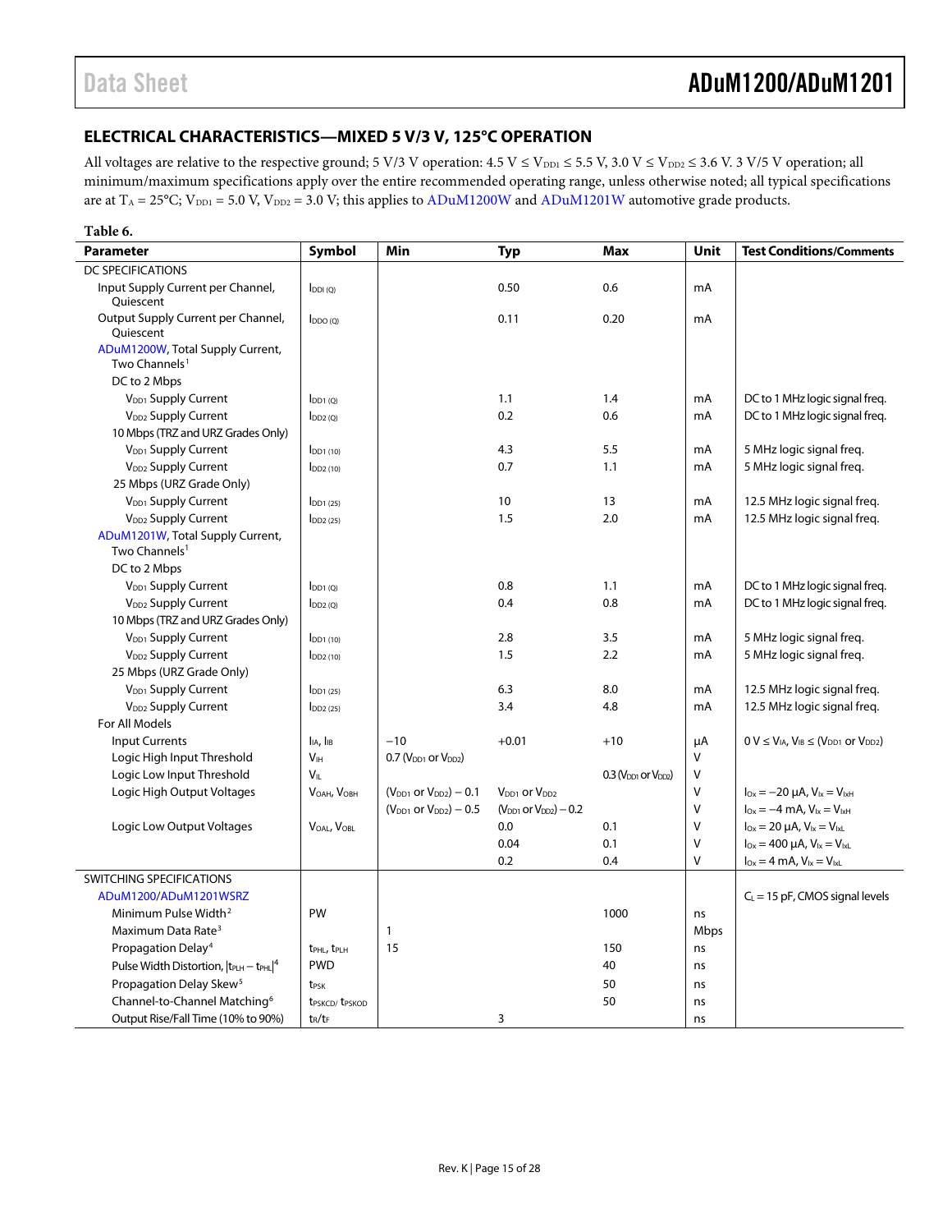## ELECTRICAL CHARACTERISTICS—MIXED 5 V/3 V, 125°C OPERATION

All voltages are relative to the respective ground; 5 V/3 V operation: 4.5 V ≤ $V_{DD1}$ ≤ 5.5 V, 3.0 V ≤ $V_{DD2}$ ≤ 3.6 V. 3 V/5 V operation; all minimum/maximum specifications apply over the entire recommended operating range, unless otherwise noted; all typical specifications are at $T_A$ = 25°C; $V_{DD1}$ = 5.0 V, $V_{DD2}$ = 3.0 V; this applies to ADuM1200W and ADuM1201W automotive grade products.

**Table 6.**

| Parameter | Symbol | Min | Typ | Max | Unit | Test Conditions/Comments |
|---|---|---|---|---|---|---|
| DC SPECIFICATIONS | | | | | | |
| Input Supply Current per Channel, Quiescent | $I_{DDI (Q)}$ | | 0.50 | 0.6 | mA | |
| Output Supply Current per Channel, Quiescent | $I_{DDO (Q)}$ | | 0.11 | 0.20 | mA | |
| ADuM1200W, Total Supply Current, Two Channels[1] | | | | | | |
| DC to 2 Mbps | | | | | | |
| $V_{DD1}$ Supply Current | $I_{DD1 (Q)}$ | | 1.1 | 1.4 | mA | DC to 1 MHz logic signal freq. |
| $V_{DD2}$ Supply Current | $I_{DD2 (Q)}$ | | 0.2 | 0.6 | mA | DC to 1 MHz logic signal freq. |
| 10 Mbps (TRZ and URZ Grades Only) | | | | | | |
| $V_{DD1}$ Supply Current | $I_{DD1 (10)}$ | | 4.3 | 5.5 | mA | 5 MHz logic signal freq. |
| $V_{DD2}$ Supply Current | $I_{DD2 (10)}$ | | 0.7 | 1.1 | mA | 5 MHz logic signal freq. |
| 25 Mbps (URZ Grade Only) | | | | | | |
| $V_{DD1}$ Supply Current | $I_{DD1 (25)}$ | | 10 | 13 | mA | 12.5 MHz logic signal freq. |
| $V_{DD2}$ Supply Current | $I_{DD2 (25)}$ | | 1.5 | 2.0 | mA | 12.5 MHz logic signal freq. |
| ADuM1201W, Total Supply Current, Two Channels[1] | | | | | | |
| DC to 2 Mbps | | | | | | |
| $V_{DD1}$ Supply Current | $I_{DD1 (Q)}$ | | 0.8 | 1.1 | mA | DC to 1 MHz logic signal freq. |
| $V_{DD2}$ Supply Current | $I_{DD2 (Q)}$ | | 0.4 | 0.8 | mA | DC to 1 MHz logic signal freq. |
| 10 Mbps (TRZ and URZ Grades Only) | | | | | | |
| $V_{DD1}$ Supply Current | $I_{DD1 (10)}$ | | 2.8 | 3.5 | mA | 5 MHz logic signal freq. |
| $V_{DD2}$ Supply Current | $I_{DD2 (10)}$ | | 1.5 | 2.2 | mA | 5 MHz logic signal freq. |
| 25 Mbps (URZ Grade Only) | | | | | | |
| $V_{DD1}$ Supply Current | $I_{DD1 (25)}$ | | 6.3 | 8.0 | mA | 12.5 MHz logic signal freq. |
| $V_{DD2}$ Supply Current | $I_{DD2 (25)}$ | | 3.4 | 4.8 | mA | 12.5 MHz logic signal freq. |
| For All Models | | | | | | |
| Input Currents | $I_{IA}$, $I_{IB}$ | −10 | +0.01 | +10 | µA | 0 V ≤ $V_{IA}$, $V_{IB}$ ≤ ($V_{DD1}$ or $V_{DD2}$) |
| Logic High Input Threshold | $V_{IH}$ | 0.7 ($V_{DD1}$ or $V_{DD2}$) | | | V | |
| Logic Low Input Threshold | $V_{IL}$ | | | 0.3 ($V_{DD1}$ or $V_{DD2}$) | V | |
| Logic High Output Voltages | $V_{OAH}$, $V_{OBH}$ | ($V_{DD1}$ or $V_{DD2}$) − 0.1 | $V_{DD1}$ or $V_{DD2}$ | | V | $I_{Ox}$ = −20 µA, $V_{Ix}$ = $V_{IxH}$ |
| | | ($V_{DD1}$ or $V_{DD2}$) − 0.5 | ($V_{DD1}$ or $V_{DD2}$) − 0.2 | | V | $I_{Ox}$ = −4 mA, $V_{Ix}$ = $V_{IxH}$ |
| Logic Low Output Voltages | $V_{OAL}$, $V_{OBL}$ | | 0.0 | 0.1 | V | $I_{Ox}$ = 20 µA, $V_{Ix}$ = $V_{IxL}$ |
| | | | 0.04 | 0.1 | V | $I_{Ox}$ = 400 µA, $V_{Ix}$ = $V_{IxL}$ |
| | | | 0.2 | 0.4 | V | $I_{Ox}$ = 4 mA, $V_{Ix}$ = $V_{IxL}$ |
| SWITCHING SPECIFICATIONS | | | | | | |
| ADuM1200/ADuM1201WSRZ | | | | | | $C_L$ = 15 pF, CMOS signal levels |
| Minimum Pulse Width[2] | PW | | | 1000 | ns | |
| Maximum Data Rate[3] | | 1 | | | Mbps | |
| Propagation Delay[4] | $t_{PHL}$, $t_{PLH}$ | 15 | | 150 | ns | |
| Pulse Width Distortion, $\|t_{PLH} − t_{PHL}\|$[4] | PWD | | | 40 | ns | |
| Propagation Delay Skew[5] | $t_{PSK}$ | | | 50 | ns | |
| Channel-to-Channel Matching[6] | $t_{PSKCD}$/ $t_{PSKOD}$ | | | 50 | ns | |
| Output Rise/Fall Time (10% to 90%) | $t_R$/$t_F$ | | 3 | | ns | |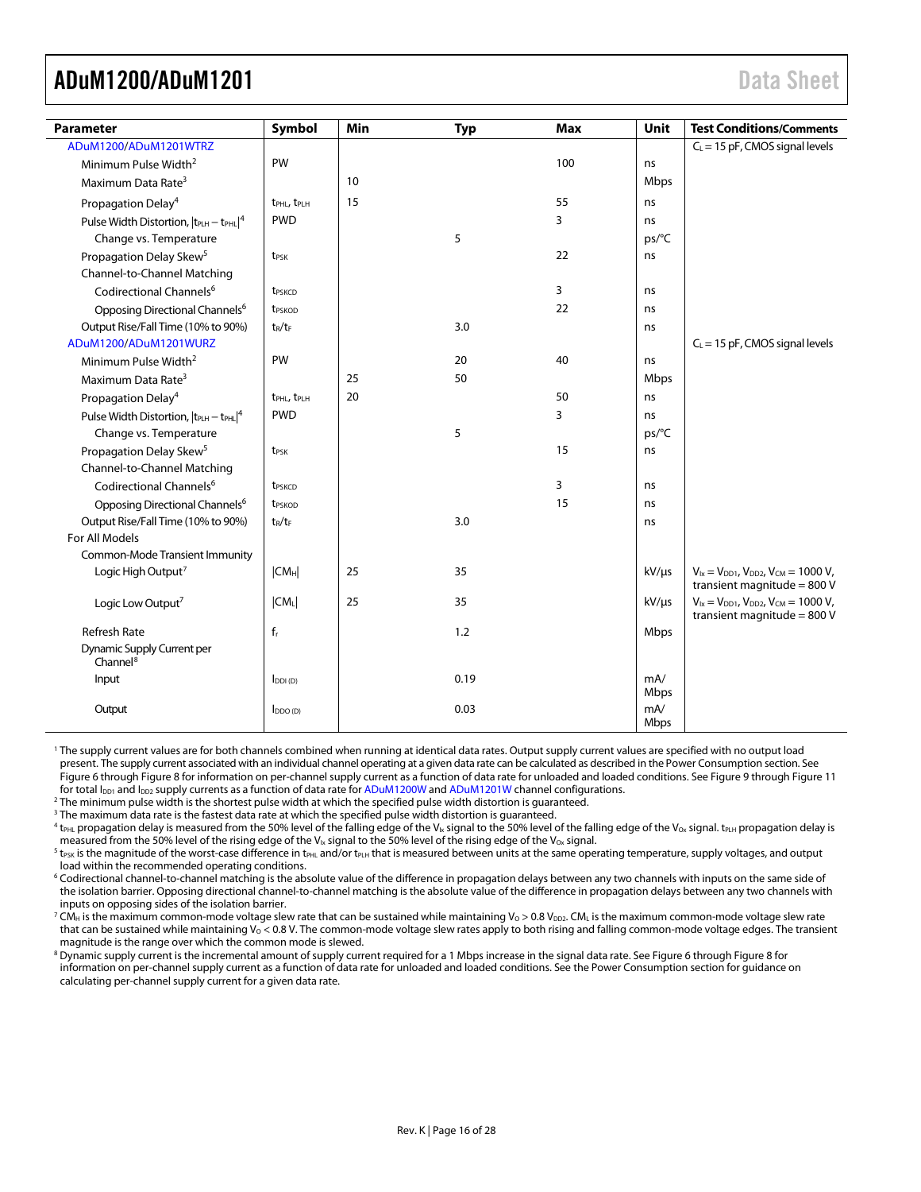| Parameter | Symbol | Min | Typ | Max | Unit | Test Conditions/Comments |
|---|---|---|---|---|---|---|
| ADuM1200/ADuM1201WTRZ | | | | | | $C_L$ = 15 pF, CMOS signal levels |
| Minimum Pulse Width[2] | PW | | | 100 | ns | |
| Maximum Data Rate[3] | | 10 | | | Mbps | |
| Propagation Delay[4] | $t_{PHL}$, $t_{PLH}$ | 15 | | 55 | ns | |
| Pulse Width Distortion, $\|t_{PLH} - t_{PHL}\|$[4] | PWD | | | 3 | ns | |
| Change vs. Temperature | | | 5 | | ps/°C | |
| Propagation Delay Skew[5] | $t_{PSK}$ | | | 22 | ns | |
| Channel-to-Channel Matching | | | | | | |
| Codirectional Channels[6] | $t_{PSKCD}$ | | | 3 | ns | |
| Opposing Directional Channels[6] | $t_{PSKOD}$ | | | 22 | ns | |
| Output Rise/Fall Time (10% to 90%) | $t_R/t_F$ | | 3.0 | | ns | |
| ADuM1200/ADuM1201WURZ | | | | | | $C_L$ = 15 pF, CMOS signal levels |
| Minimum Pulse Width[2] | PW | | 20 | 40 | ns | |
| Maximum Data Rate[3] | | 25 | 50 | | Mbps | |
| Propagation Delay[4] | $t_{PHL}$, $t_{PLH}$ | 20 | | 50 | ns | |
| Pulse Width Distortion, $\|t_{PLH} - t_{PHL}\|$[4] | PWD | | | 3 | ns | |
| Change vs. Temperature | | | 5 | | ps/°C | |
| Propagation Delay Skew[5] | $t_{PSK}$ | | | 15 | ns | |
| Channel-to-Channel Matching | | | | | | |
| Codirectional Channels[6] | $t_{PSKCD}$ | | | 3 | ns | |
| Opposing Directional Channels[6] | $t_{PSKOD}$ | | | 15 | ns | |
| Output Rise/Fall Time (10% to 90%) | $t_R/t_F$ | | 3.0 | | ns | |
| For All Models | | | | | | |
| Common-Mode Transient Immunity | | | | | | |
| Logic High Output[7] | $\|CM_H\|$ | 25 | 35 | | kV/µs | $V_{Ix} = V_{DD1}$, $V_{DD2}$, $V_{CM}$ = 1000 V, transient magnitude = 800 V |
| Logic Low Output[7] | $\|CM_L\|$ | 25 | 35 | | kV/µs | $V_{Ix} = V_{DD1}$, $V_{DD2}$, $V_{CM}$ = 1000 V, transient magnitude = 800 V |
| Refresh Rate | $f_r$ | | 1.2 | | Mbps | |
| Dynamic Supply Current per Channel[8] | | | | | | |
| Input | $I_{DDI (D)}$ | | 0.19 | | mA/Mbps | |
| Output | $I_{DDO (D)}$ | | 0.03 | | mA/Mbps | |

[1] The supply current values are for both channels combined when running at identical data rates. Output supply current values are specified with no output load present. The supply current associated with an individual channel operating at a given data rate can be calculated as described in the Power Consumption section. See Figure 6 through Figure 8 for information on per-channel supply current as a function of data rate for unloaded and loaded conditions. See Figure 9 through Figure 11 for total $I_{DD1}$ and $I_{DD2}$ supply currents as a function of data rate for ADuM1200W and ADuM1201W channel configurations.

[2] The minimum pulse width is the shortest pulse width at which the specified pulse width distortion is guaranteed.

[3] The maximum data rate is the fastest data rate at which the specified pulse width distortion is guaranteed.

[4] $t_{PHL}$ propagation delay is measured from the 50% level of the falling edge of the $V_{Ix}$ signal to the 50% level of the falling edge of the $V_{Ox}$ signal. $t_{PLH}$ propagation delay is measured from the 50% level of the rising edge of the $V_{Ix}$ signal to the 50% level of the rising edge of the $V_{Ox}$ signal.

[5] $t_{PSK}$ is the magnitude of the worst-case difference in $t_{PHL}$ and/or $t_{PLH}$ that is measured between units at the same operating temperature, supply voltages, and output load within the recommended operating conditions.

[6] Codirectional channel-to-channel matching is the absolute value of the difference in propagation delays between any two channels with inputs on the same side of the isolation barrier. Opposing directional channel-to-channel matching is the absolute value of the difference in propagation delays between any two channels with inputs on opposing sides of the isolation barrier.

[7] $CM_H$ is the maximum common-mode voltage slew rate that can be sustained while maintaining $V_O > 0.8\ V_{DD2}$. $CM_L$ is the maximum common-mode voltage slew rate that can be sustained while maintaining $V_O < 0.8$ V. The common-mode voltage slew rates apply to both rising and falling common-mode voltage edges. The transient magnitude is the range over which the common mode is slewed.

[8] Dynamic supply current is the incremental amount of supply current required for a 1 Mbps increase in the signal data rate. See Figure 6 through Figure 8 for information on per-channel supply current as a function of data rate for unloaded and loaded conditions. See the Power Consumption section for guidance on calculating per-channel supply current for a given data rate.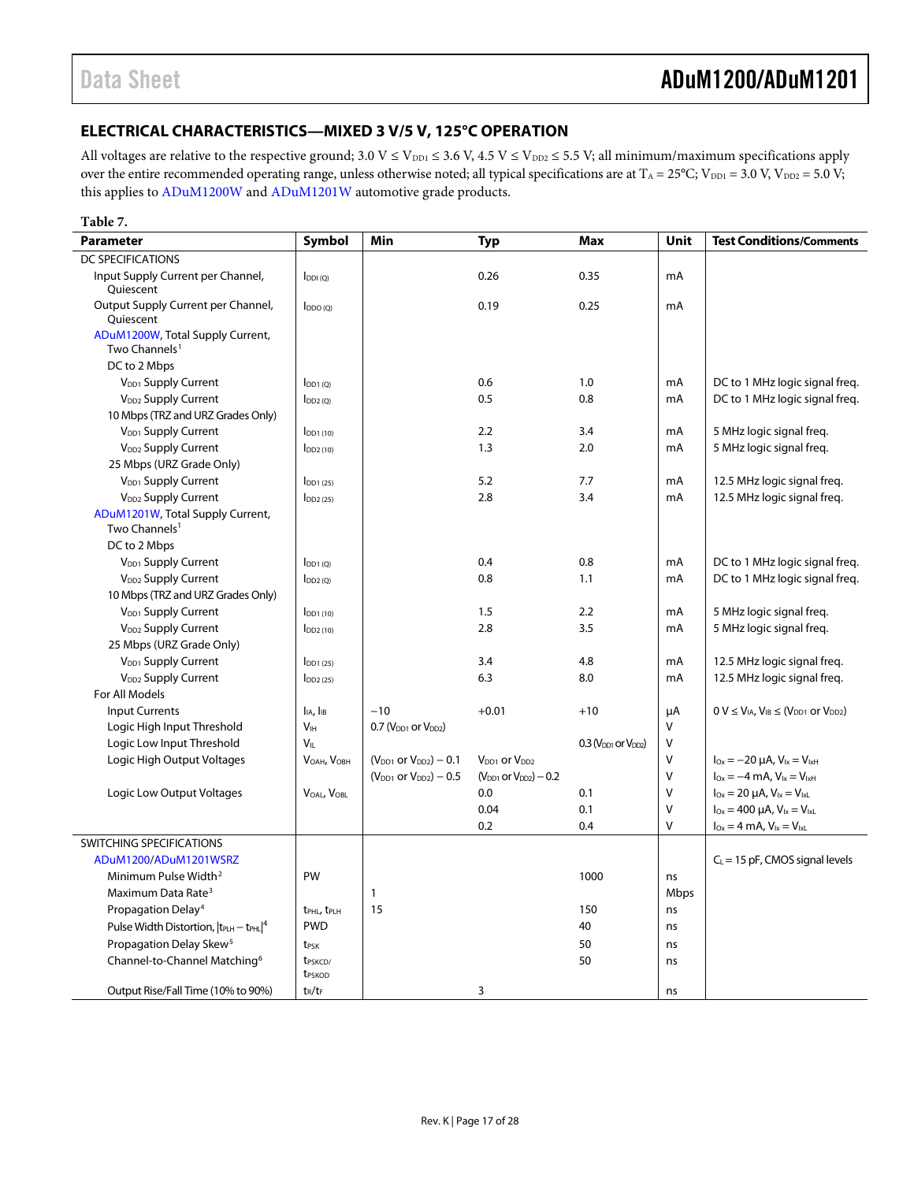## ELECTRICAL CHARACTERISTICS—MIXED 3 V/5 V, 125°C OPERATION

All voltages are relative to the respective ground; 3.0 V ≤ $V_{DD1}$ ≤ 3.6 V, 4.5 V ≤ $V_{DD2}$ ≤ 5.5 V; all minimum/maximum specifications apply over the entire recommended operating range, unless otherwise noted; all typical specifications are at $T_A$ = 25°C; $V_{DD1}$ = 3.0 V, $V_{DD2}$ = 5.0 V; this applies to ADuM1200W and ADuM1201W automotive grade products.

**Table 7.**

| Parameter | Symbol | Min | Typ | Max | Unit | Test Conditions/Comments |
|---|---|---|---|---|---|---|
| DC SPECIFICATIONS | | | | | | |
| Input Supply Current per Channel, Quiescent | $I_{DDI (Q)}$ | | 0.26 | 0.35 | mA | |
| Output Supply Current per Channel, Quiescent | $I_{DDO (Q)}$ | | 0.19 | 0.25 | mA | |
| ADuM1200W, Total Supply Current, Two Channels[1] | | | | | | |
| DC to 2 Mbps | | | | | | |
| $V_{DD1}$ Supply Current | $I_{DD1 (Q)}$ | | 0.6 | 1.0 | mA | DC to 1 MHz logic signal freq. |
| $V_{DD2}$ Supply Current | $I_{DD2 (Q)}$ | | 0.5 | 0.8 | mA | DC to 1 MHz logic signal freq. |
| 10 Mbps (TRZ and URZ Grades Only) | | | | | | |
| $V_{DD1}$ Supply Current | $I_{DD1 (10)}$ | | 2.2 | 3.4 | mA | 5 MHz logic signal freq. |
| $V_{DD2}$ Supply Current | $I_{DD2 (10)}$ | | 1.3 | 2.0 | mA | 5 MHz logic signal freq. |
| 25 Mbps (URZ Grade Only) | | | | | | |
| $V_{DD1}$ Supply Current | $I_{DD1 (25)}$ | | 5.2 | 7.7 | mA | 12.5 MHz logic signal freq. |
| $V_{DD2}$ Supply Current | $I_{DD2 (25)}$ | | 2.8 | 3.4 | mA | 12.5 MHz logic signal freq. |
| ADuM1201W, Total Supply Current, Two Channels[1] | | | | | | |
| DC to 2 Mbps | | | | | | |
| $V_{DD1}$ Supply Current | $I_{DD1 (Q)}$ | | 0.4 | 0.8 | mA | DC to 1 MHz logic signal freq. |
| $V_{DD2}$ Supply Current | $I_{DD2 (Q)}$ | | 0.8 | 1.1 | mA | DC to 1 MHz logic signal freq. |
| 10 Mbps (TRZ and URZ Grades Only) | | | | | | |
| $V_{DD1}$ Supply Current | $I_{DD1 (10)}$ | | 1.5 | 2.2 | mA | 5 MHz logic signal freq. |
| $V_{DD2}$ Supply Current | $I_{DD2 (10)}$ | | 2.8 | 3.5 | mA | 5 MHz logic signal freq. |
| 25 Mbps (URZ Grade Only) | | | | | | |
| $V_{DD1}$ Supply Current | $I_{DD1 (25)}$ | | 3.4 | 4.8 | mA | 12.5 MHz logic signal freq. |
| $V_{DD2}$ Supply Current | $I_{DD2 (25)}$ | | 6.3 | 8.0 | mA | 12.5 MHz logic signal freq. |
| For All Models | | | | | | |
| Input Currents | $I_{IA}$, $I_{IB}$ | −10 | +0.01 | +10 | µA | 0 V ≤ $V_{IA}$, $V_{IB}$ ≤ ($V_{DD1}$ or $V_{DD2}$) |
| Logic High Input Threshold | $V_{IH}$ | 0.7 ($V_{DD1}$ or $V_{DD2}$) | | | V | |
| Logic Low Input Threshold | $V_{IL}$ | | | 0.3 ($V_{DD1}$ or $V_{DD2}$) | V | |
| Logic High Output Voltages | $V_{OAH}$, $V_{OBH}$ | ($V_{DD1}$ or $V_{DD2}$) − 0.1 | $V_{DD1}$ or $V_{DD2}$ | | V | $I_{Ox}$ = −20 µA, $V_{Ix}$ = $V_{IxH}$ |
| | | ($V_{DD1}$ or $V_{DD2}$) − 0.5 | ($V_{DD1}$ or $V_{DD2}$) − 0.2 | | V | $I_{Ox}$ = −4 mA, $V_{Ix}$ = $V_{IxH}$ |
| Logic Low Output Voltages | $V_{OAL}$, $V_{OBL}$ | | 0.0 | 0.1 | V | $I_{Ox}$ = 20 µA, $V_{Ix}$ = $V_{IxL}$ |
| | | | 0.04 | 0.1 | V | $I_{Ox}$ = 400 µA, $V_{Ix}$ = $V_{IxL}$ |
| | | | 0.2 | 0.4 | V | $I_{Ox}$ = 4 mA, $V_{Ix}$ = $V_{IxL}$ |
| SWITCHING SPECIFICATIONS | | | | | | |
| ADuM1200/ADuM1201WSRZ | | | | | | $C_L$ = 15 pF, CMOS signal levels |
| Minimum Pulse Width[2] | PW | | | 1000 | ns | |
| Maximum Data Rate[3] | | 1 | | | Mbps | |
| Propagation Delay[4] | $t_{PHL}$, $t_{PLH}$ | 15 | | 150 | ns | |
| Pulse Width Distortion, $\lvert t_{PLH} - t_{PHL}\rvert$[4] | PWD | | | 40 | ns | |
| Propagation Delay Skew[5] | $t_{PSK}$ | | | 50 | ns | |
| Channel-to-Channel Matching[6] | $t_{PSKCD}$/$t_{PSKOD}$ | | | 50 | ns | |
| Output Rise/Fall Time (10% to 90%) | $t_R$/$t_F$ | | 3 | | ns | |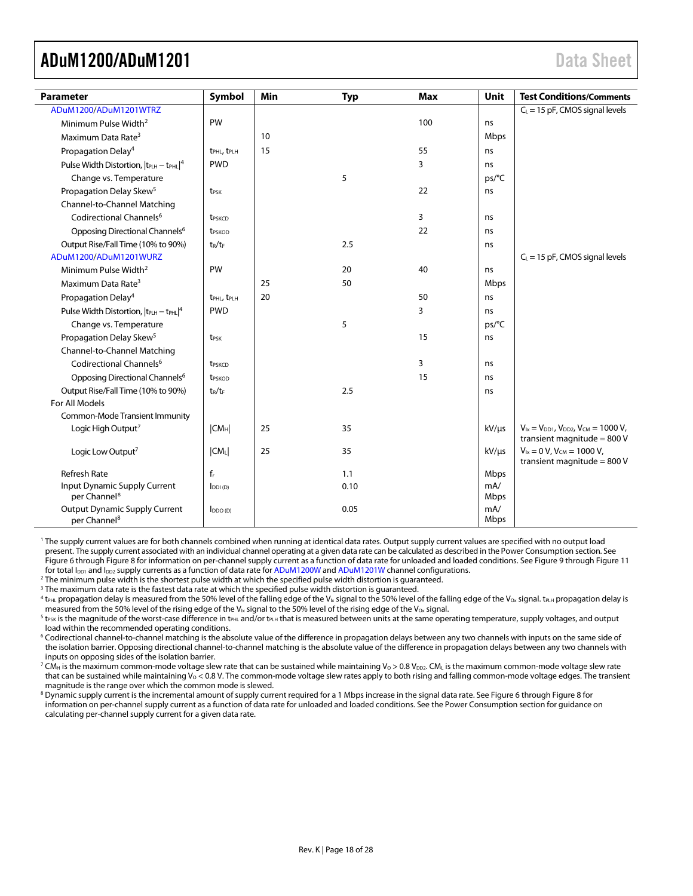| Parameter | Symbol | Min | Typ | Max | Unit | Test Conditions/Comments |
|---|---|---|---|---|---|---|
| ADuM1200/ADuM1201WTRZ | | | | | | $C_L$ = 15 pF, CMOS signal levels |
| Minimum Pulse Width[2] | PW | | | 100 | ns | |
| Maximum Data Rate[3] | | 10 | | | Mbps | |
| Propagation Delay[4] | $t_{PHL}$, $t_{PLH}$ | 15 | | 55 | ns | |
| Pulse Width Distortion, $\|t_{PLH} − t_{PHL}\|$[4] | PWD | | | 3 | ns | |
| Change vs. Temperature | | | 5 | | ps/°C | |
| Propagation Delay Skew[5] | $t_{PSK}$ | | | 22 | ns | |
| Channel-to-Channel Matching | | | | | | |
| Codirectional Channels[6] | $t_{PSKCD}$ | | | 3 | ns | |
| Opposing Directional Channels[6] | $t_{PSKOD}$ | | | 22 | ns | |
| Output Rise/Fall Time (10% to 90%) | $t_R/t_F$ | | 2.5 | | ns | |
| ADuM1200/ADuM1201WURZ | | | | | | $C_L$ = 15 pF, CMOS signal levels |
| Minimum Pulse Width[2] | PW | | 20 | 40 | ns | |
| Maximum Data Rate[3] | | 25 | 50 | | Mbps | |
| Propagation Delay[4] | $t_{PHL}$, $t_{PLH}$ | 20 | | 50 | ns | |
| Pulse Width Distortion, $\|t_{PLH} − t_{PHL}\|$[4] | PWD | | | 3 | ns | |
| Change vs. Temperature | | | 5 | | ps/°C | |
| Propagation Delay Skew[5] | $t_{PSK}$ | | | 15 | ns | |
| Channel-to-Channel Matching | | | | | | |
| Codirectional Channels[6] | $t_{PSKCD}$ | | | 3 | ns | |
| Opposing Directional Channels[6] | $t_{PSKOD}$ | | | 15 | ns | |
| Output Rise/Fall Time (10% to 90%) | $t_R/t_F$ | | 2.5 | | ns | |
| For All Models | | | | | | |
| Common-Mode Transient Immunity | | | | | | |
| Logic High Output[7] | $\|CM_H\|$ | 25 | 35 | | kV/µs | $V_{Ix} = V_{DD1}$, $V_{DD2}$, $V_{CM}$ = 1000 V, transient magnitude = 800 V |
| Logic Low Output[7] | $\|CM_L\|$ | 25 | 35 | | kV/µs | $V_{Ix}$ = 0 V, $V_{CM}$ = 1000 V, transient magnitude = 800 V |
| Refresh Rate | $f_r$ | | 1.1 | | Mbps | |
| Input Dynamic Supply Current per Channel[8] | $I_{DDI (D)}$ | | 0.10 | | mA/Mbps | |
| Output Dynamic Supply Current per Channel[8] | $I_{DDO (D)}$ | | 0.05 | | mA/Mbps | |

[1] The supply current values are for both channels combined when running at identical data rates. Output supply current values are specified with no output load present. The supply current associated with an individual channel operating at a given data rate can be calculated as described in the Power Consumption section. See Figure 6 through Figure 8 for information on per-channel supply current as a function of data rate for unloaded and loaded conditions. See Figure 9 through Figure 11 for total $I_{DD1}$ and $I_{DD2}$ supply currents as a function of data rate for ADuM1200W and ADuM1201W channel configurations.

[2] The minimum pulse width is the shortest pulse width at which the specified pulse width distortion is guaranteed.

[3] The maximum data rate is the fastest data rate at which the specified pulse width distortion is guaranteed.

[4] $t_{PHL}$ propagation delay is measured from the 50% level of the falling edge of the $V_{Ix}$ signal to the 50% level of the falling edge of the $V_{Ox}$ signal. $t_{PLH}$ propagation delay is measured from the 50% level of the rising edge of the $V_{Ix}$ signal to the 50% level of the rising edge of the $V_{Ox}$ signal.

[5] $t_{PSK}$ is the magnitude of the worst-case difference in $t_{PHL}$ and/or $t_{PLH}$ that is measured between units at the same operating temperature, supply voltages, and output load within the recommended operating conditions.

[6] Codirectional channel-to-channel matching is the absolute value of the difference in propagation delays between any two channels with inputs on the same side of the isolation barrier. Opposing directional channel-to-channel matching is the absolute value of the difference in propagation delays between any two channels with inputs on opposing sides of the isolation barrier.

[7] $CM_H$ is the maximum common-mode voltage slew rate that can be sustained while maintaining $V_O > 0.8\ V_{DD2}$. $CM_L$ is the maximum common-mode voltage slew rate that can be sustained while maintaining $V_O < 0.8$ V. The common-mode voltage slew rates apply to both rising and falling common-mode voltage edges. The transient magnitude is the range over which the common mode is slewed.

[8] Dynamic supply current is the incremental amount of supply current required for a 1 Mbps increase in the signal data rate. See Figure 6 through Figure 8 for information on per-channel supply current as a function of data rate for unloaded and loaded conditions. See the Power Consumption section for guidance on calculating per-channel supply current for a given data rate.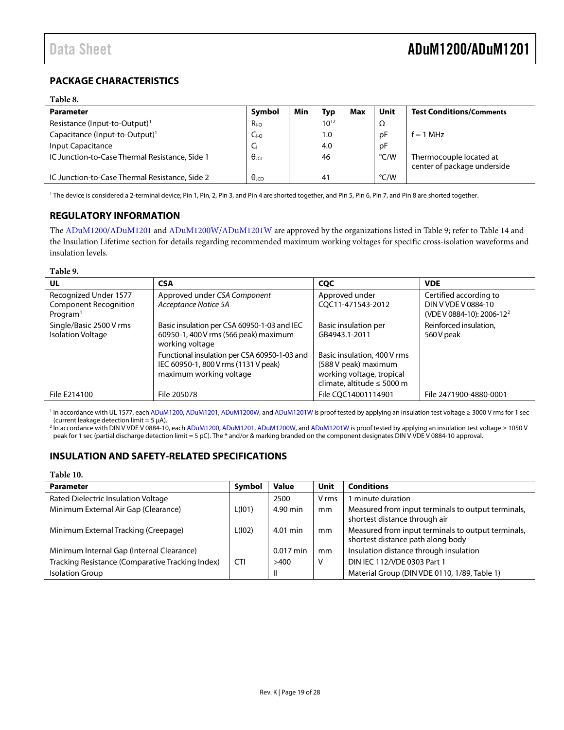## PACKAGE CHARACTERISTICS

**Table 8.**

| Parameter | Symbol | Min | Typ | Max | Unit | Test Conditions/Comments |
|---|---|---|---|---|---|---|
| Resistance (Input-to-Output)[1] | $R_{I-O}$ | | $10^{12}$ | | Ω | |
| Capacitance (Input-to-Output)[1] | $C_{I-O}$ | | 1.0 | | pF | f = 1 MHz |
| Input Capacitance | $C_I$ | | 4.0 | | pF | |
| IC Junction-to-Case Thermal Resistance, Side 1 | $θ_{JCI}$ | | 46 | | °C/W | Thermocouple located at center of package underside |
| IC Junction-to-Case Thermal Resistance, Side 2 | $θ_{JCO}$ | | 41 | | °C/W | |

[1] The device is considered a 2-terminal device; Pin 1, Pin 2, Pin 3, and Pin 4 are shorted together, and Pin 5, Pin 6, Pin 7, and Pin 8 are shorted together.

## REGULATORY INFORMATION

The ADuM1200/ADuM1201 and ADuM1200W/ADuM1201W are approved by the organizations listed in Table 9; refer to Table 14 and the Insulation Lifetime section for details regarding recommended maximum working voltages for specific cross-isolation waveforms and insulation levels.

**Table 9.**

| UL | CSA | CQC | VDE |
|---|---|---|---|
| Recognized Under 1577 Component Recognition Program[1] | Approved under *CSA Component Acceptance Notice 5A* | Approved under CQC11-471543-2012 | Certified according to DIN V VDE V 0884-10 (VDE V 0884-10): 2006-12[2] |
| Single/Basic 2500 V rms Isolation Voltage | Basic insulation per CSA 60950-1-03 and IEC 60950-1, 400 V rms (566 peak) maximum working voltage | Basic insulation per GB4943.1-2011 | Reinforced insulation, 560 V peak |
| | Functional insulation per CSA 60950-1-03 and IEC 60950-1, 800 V rms (1131 V peak) maximum working voltage | Basic insulation, 400 V rms (588 V peak) maximum working voltage, tropical climate, altitude ≤ 5000 m | |
| File E214100 | File 205078 | File CQC14001114901 | File 2471900-4880-0001 |

[1] In accordance with UL 1577, each ADuM1200, ADuM1201, ADuM1200W, and ADuM1201W is proof tested by applying an insulation test voltage ≥ 3000 V rms for 1 sec (current leakage detection limit = 5 µA).

[2] In accordance with DIN V VDE V 0884-10, each ADuM1200, ADuM1201, ADuM1200W, and ADuM1201W is proof tested by applying an insulation test voltage ≥ 1050 V peak for 1 sec (partial discharge detection limit = 5 pC). The * and/or & marking branded on the component designates DIN V VDE V 0884-10 approval.

## INSULATION AND SAFETY-RELATED SPECIFICATIONS

**Table 10.**

| Parameter | Symbol | Value | Unit | Conditions |
|---|---|---|---|---|
| Rated Dielectric Insulation Voltage | | 2500 | V rms | 1 minute duration |
| Minimum External Air Gap (Clearance) | L(I01) | 4.90 min | mm | Measured from input terminals to output terminals, shortest distance through air |
| Minimum External Tracking (Creepage) | L(I02) | 4.01 min | mm | Measured from input terminals to output terminals, shortest distance path along body |
| Minimum Internal Gap (Internal Clearance) | | 0.017 min | mm | Insulation distance through insulation |
| Tracking Resistance (Comparative Tracking Index) | CTI | >400 | V | DIN IEC 112/VDE 0303 Part 1 |
| Isolation Group | | II | | Material Group (DIN VDE 0110, 1/89, Table 1) |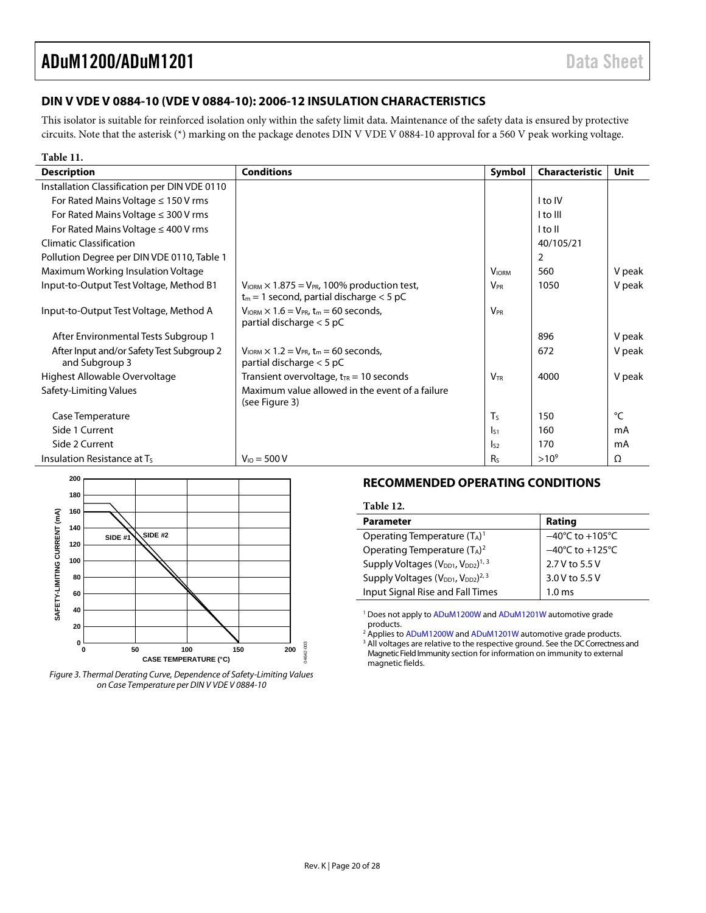## DIN V VDE V 0884-10 (VDE V 0884-10): 2006-12 INSULATION CHARACTERISTICS

This isolator is suitable for reinforced isolation only within the safety limit data. Maintenance of the safety data is ensured by protective circuits. Note that the asterisk (*) marking on the package denotes DIN V VDE V 0884-10 approval for a 560 V peak working voltage.

**Table 11.**

| Description | Conditions | Symbol | Characteristic | Unit |
|---|---|---|---|---|
| Installation Classification per DIN VDE 0110 | | | | |
| For Rated Mains Voltage ≤ 150 V rms | | | I to IV | |
| For Rated Mains Voltage ≤ 300 V rms | | | I to III | |
| For Rated Mains Voltage ≤ 400 V rms | | | I to II | |
| Climatic Classification | | | 40/105/21 | |
| Pollution Degree per DIN VDE 0110, Table 1 | | | 2 | |
| Maximum Working Insulation Voltage | | $V_{IORM}$ | 560 | V peak |
| Input-to-Output Test Voltage, Method B1 | $V_{IORM} \times 1.875 = V_{PR}$, 100% production test, $t_m = 1$ second, partial discharge < 5 pC | $V_{PR}$ | 1050 | V peak |
| Input-to-Output Test Voltage, Method A | $V_{IORM} \times 1.6 = V_{PR}$, $t_m = 60$ seconds, partial discharge < 5 pC | $V_{PR}$ | | |
| After Environmental Tests Subgroup 1 | | | 896 | V peak |
| After Input and/or Safety Test Subgroup 2 and Subgroup 3 | $V_{IORM} \times 1.2 = V_{PR}$, $t_m = 60$ seconds, partial discharge < 5 pC | | 672 | V peak |
| Highest Allowable Overvoltage | Transient overvoltage, $t_{TR} = 10$ seconds | $V_{TR}$ | 4000 | V peak |
| Safety-Limiting Values | Maximum value allowed in the event of a failure (see Figure 3) | | | |
| Case Temperature | | $T_S$ | 150 | °C |
| Side 1 Current | | $I_{S1}$ | 160 | mA |
| Side 2 Current | | $I_{S2}$ | 170 | mA |
| Insulation Resistance at $T_S$ | $V_{IO} = 500$ V | $R_S$ | $>10^9$ | Ω |

*Figure 3. Thermal Derating Curve, Dependence of Safety-Limiting Values on Case Temperature per DIN V VDE V 0884-10*

## RECOMMENDED OPERATING CONDITIONS

**Table 12.**

| Parameter | Rating |
|---|---|
| Operating Temperature ($T_A$)[1] | −40°C to +105°C |
| Operating Temperature ($T_A$)[2] | −40°C to +125°C |
| Supply Voltages ($V_{DD1}$, $V_{DD2}$)[1, 3] | 2.7 V to 5.5 V |
| Supply Voltages ($V_{DD1}$, $V_{DD2}$)[2, 3] | 3.0 V to 5.5 V |
| Input Signal Rise and Fall Times | 1.0 ms |

[1] Does not apply to ADuM1200W and ADuM1201W automotive grade products.
[2] Applies to ADuM1200W and ADuM1201W automotive grade products.
[3] All voltages are relative to the respective ground. See the DC Correctness and Magnetic Field Immunity section for information on immunity to external magnetic fields.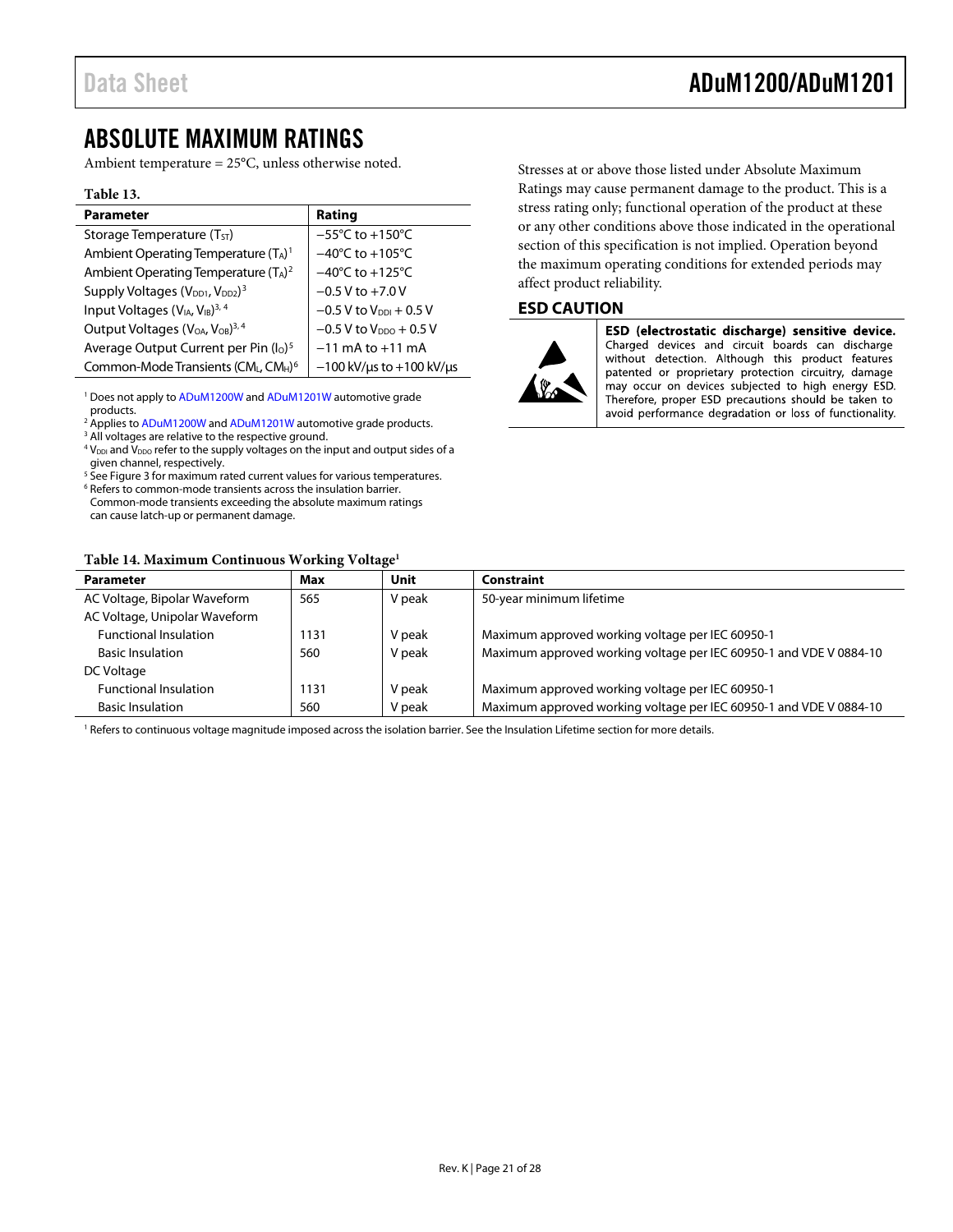## ABSOLUTE MAXIMUM RATINGS

Ambient temperature = 25°C, unless otherwise noted.

**Table 13.**

| Parameter | Rating |
|---|---|
| Storage Temperature ($T_{ST}$) | −55°C to +150°C |
| Ambient Operating Temperature ($T_A$)[1] | −40°C to +105°C |
| Ambient Operating Temperature ($T_A$)[2] | −40°C to +125°C |
| Supply Voltages ($V_{DD1}$, $V_{DD2}$)[3] | −0.5 V to +7.0 V |
| Input Voltages ($V_{IA}$, $V_{IB}$)[3, 4] | −0.5 V to $V_{DDI}$ + 0.5 V |
| Output Voltages ($V_{OA}$, $V_{OB}$)[3, 4] | −0.5 V to $V_{DDO}$ + 0.5 V |
| Average Output Current per Pin ($I_O$)[5] | −11 mA to +11 mA |
| Common-Mode Transients ($CM_L$, $CM_H$)[6] | −100 kV/µs to +100 kV/µs |

[1] Does not apply to ADuM1200W and ADuM1201W automotive grade products.
[2] Applies to ADuM1200W and ADuM1201W automotive grade products.
[3] All voltages are relative to the respective ground.
[4] $V_{DDI}$ and $V_{DDO}$ refer to the supply voltages on the input and output sides of a given channel, respectively.
[5] See Figure 3 for maximum rated current values for various temperatures.
[6] Refers to common-mode transients across the insulation barrier. Common-mode transients exceeding the absolute maximum ratings can cause latch-up or permanent damage.

Stresses at or above those listed under Absolute Maximum Ratings may cause permanent damage to the product. This is a stress rating only; functional operation of the product at these or any other conditions above those indicated in the operational section of this specification is not implied. Operation beyond the maximum operating conditions for extended periods may affect product reliability.

### ESD CAUTION

**ESD (electrostatic discharge) sensitive device.** Charged devices and circuit boards can discharge without detection. Although this product features patented or proprietary protection circuitry, damage may occur on devices subjected to high energy ESD. Therefore, proper ESD precautions should be taken to avoid performance degradation or loss of functionality.

**Table 14. Maximum Continuous Working Voltage[1]**

| Parameter | Max | Unit | Constraint |
|---|---|---|---|
| AC Voltage, Bipolar Waveform | 565 | V peak | 50-year minimum lifetime |
| AC Voltage, Unipolar Waveform | | | |
| Functional Insulation | 1131 | V peak | Maximum approved working voltage per IEC 60950-1 |
| Basic Insulation | 560 | V peak | Maximum approved working voltage per IEC 60950-1 and VDE V 0884-10 |
| DC Voltage | | | |
| Functional Insulation | 1131 | V peak | Maximum approved working voltage per IEC 60950-1 |
| Basic Insulation | 560 | V peak | Maximum approved working voltage per IEC 60950-1 and VDE V 0884-10 |

[1] Refers to continuous voltage magnitude imposed across the isolation barrier. See the Insulation Lifetime section for more details.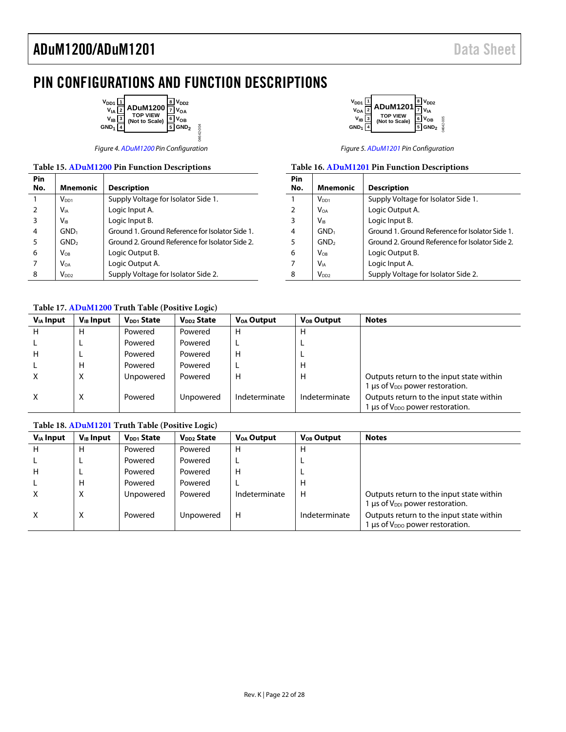# PIN CONFIGURATIONS AND FUNCTION DESCRIPTIONS

Figure 4. ADuM1200 Pin Configuration

Figure 5. ADuM1201 Pin Configuration

Table 15. ADuM1200 Pin Function Descriptions

| Pin No. | Mnemonic | Description |
|---|---|---|
| 1 | $V_{DD1}$ | Supply Voltage for Isolator Side 1. |
| 2 | $V_{IA}$ | Logic Input A. |
| 3 | $V_{IB}$ | Logic Input B. |
| 4 | $GND_1$ | Ground 1. Ground Reference for Isolator Side 1. |
| 5 | $GND_2$ | Ground 2. Ground Reference for Isolator Side 2. |
| 6 | $V_{OB}$ | Logic Output B. |
| 7 | $V_{OA}$ | Logic Output A. |
| 8 | $V_{DD2}$ | Supply Voltage for Isolator Side 2. |

Table 16. ADuM1201 Pin Function Descriptions

| Pin No. | Mnemonic | Description |
|---|---|---|
| 1 | $V_{DD1}$ | Supply Voltage for Isolator Side 1. |
| 2 | $V_{OA}$ | Logic Output A. |
| 3 | $V_{IB}$ | Logic Input B. |
| 4 | $GND_1$ | Ground 1. Ground Reference for Isolator Side 1. |
| 5 | $GND_2$ | Ground 2. Ground Reference for Isolator Side 2. |
| 6 | $V_{OB}$ | Logic Output B. |
| 7 | $V_{IA}$ | Logic Input A. |
| 8 | $V_{DD2}$ | Supply Voltage for Isolator Side 2. |

Table 17. ADuM1200 Truth Table (Positive Logic)

| $V_{IA}$ Input | $V_{IB}$ Input | $V_{DD1}$ State | $V_{DD2}$ State | $V_{OA}$ Output | $V_{OB}$ Output | Notes |
|---|---|---|---|---|---|---|
| H | H | Powered | Powered | H | H | |
| L | L | Powered | Powered | L | L | |
| H | L | Powered | Powered | H | L | |
| L | H | Powered | Powered | L | H | |
| X | X | Unpowered | Powered | H | H | Outputs return to the input state within 1 µs of $V_{DDI}$ power restoration. |
| X | X | Powered | Unpowered | Indeterminate | Indeterminate | Outputs return to the input state within 1 µs of $V_{DDO}$ power restoration. |

Table 18. ADuM1201 Truth Table (Positive Logic)

| $V_{IA}$ Input | $V_{IB}$ Input | $V_{DD1}$ State | $V_{DD2}$ State | $V_{OA}$ Output | $V_{OB}$ Output | Notes |
|---|---|---|---|---|---|---|
| H | H | Powered | Powered | H | H | |
| L | L | Powered | Powered | L | L | |
| H | L | Powered | Powered | H | L | |
| L | H | Powered | Powered | L | H | |
| X | X | Unpowered | Powered | Indeterminate | H | Outputs return to the input state within 1 µs of $V_{DDI}$ power restoration. |
| X | X | Powered | Unpowered | H | Indeterminate | Outputs return to the input state within 1 µs of $V_{DDO}$ power restoration. |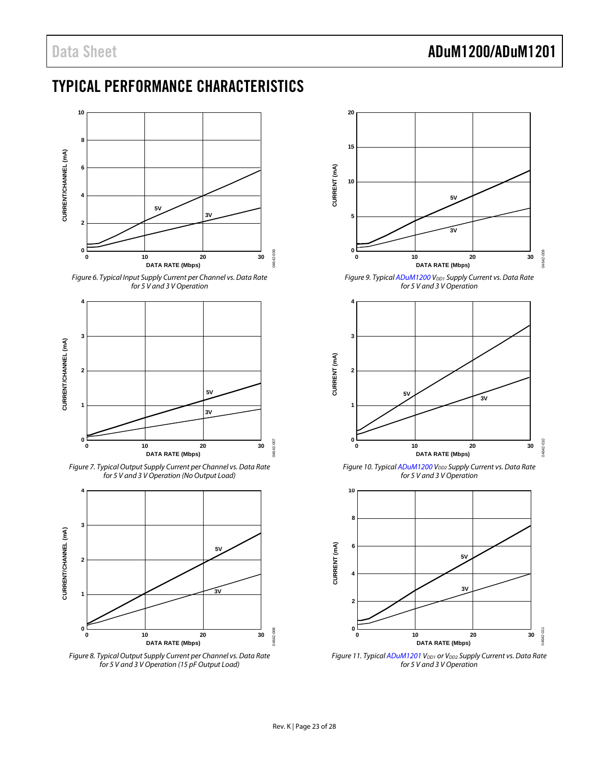# TYPICAL PERFORMANCE CHARACTERISTICS

*Figure 6. Typical Input Supply Current per Channel vs. Data Rate for 5 V and 3 V Operation*

*Figure 7. Typical Output Supply Current per Channel vs. Data Rate for 5 V and 3 V Operation (No Output Load)*

*Figure 8. Typical Output Supply Current per Channel vs. Data Rate for 5 V and 3 V Operation (15 pF Output Load)*

*Figure 9. Typical ADuM1200 $V_{DD1}$ Supply Current vs. Data Rate for 5 V and 3 V Operation*

*Figure 10. Typical ADuM1200 $V_{DD2}$ Supply Current vs. Data Rate for 5 V and 3 V Operation*

*Figure 11. Typical ADuM1201 $V_{DD1}$ or $V_{DD2}$ Supply Current vs. Data Rate for 5 V and 3 V Operation*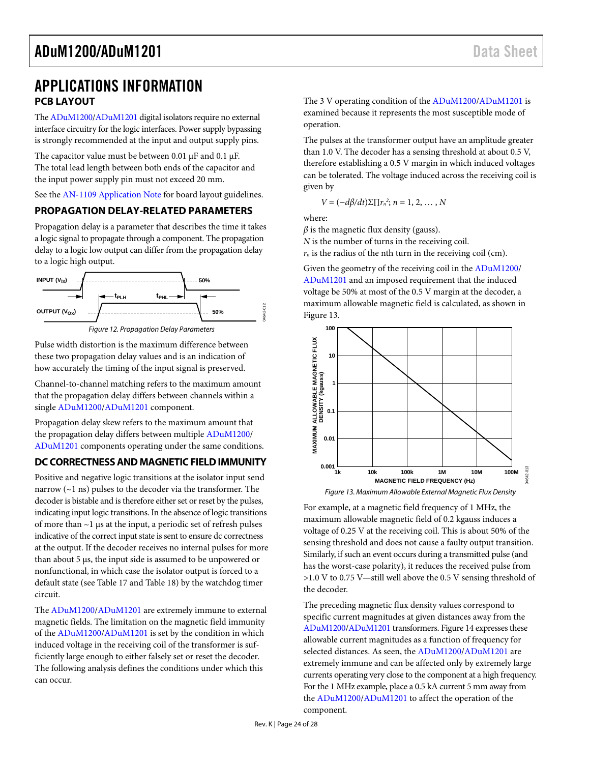# APPLICATIONS INFORMATION

## PCB LAYOUT

The ADuM1200/ADuM1201 digital isolators require no external interface circuitry for the logic interfaces. Power supply bypassing is strongly recommended at the input and output supply pins.

The capacitor value must be between 0.01 µF and 0.1 µF. The total lead length between both ends of the capacitor and the input power supply pin must not exceed 20 mm.

See the AN-1109 Application Note for board layout guidelines.

## PROPAGATION DELAY-RELATED PARAMETERS

Propagation delay is a parameter that describes the time it takes a logic signal to propagate through a component. The propagation delay to a logic low output can differ from the propagation delay to a logic high output.

Figure 12. Propagation Delay Parameters

Pulse width distortion is the maximum difference between these two propagation delay values and is an indication of how accurately the timing of the input signal is preserved.

Channel-to-channel matching refers to the maximum amount that the propagation delay differs between channels within a single ADuM1200/ADuM1201 component.

Propagation delay skew refers to the maximum amount that the propagation delay differs between multiple ADuM1200/ADuM1201 components operating under the same conditions.

## DC CORRECTNESS AND MAGNETIC FIELD IMMUNITY

Positive and negative logic transitions at the isolator input send narrow (~1 ns) pulses to the decoder via the transformer. The decoder is bistable and is therefore either set or reset by the pulses, indicating input logic transitions. In the absence of logic transitions of more than ~1 µs at the input, a periodic set of refresh pulses indicative of the correct input state is sent to ensure dc correctness at the output. If the decoder receives no internal pulses for more than about 5 µs, the input side is assumed to be unpowered or nonfunctional, in which case the isolator output is forced to a default state (see Table 17 and Table 18) by the watchdog timer circuit.

The ADuM1200/ADuM1201 are extremely immune to external magnetic fields. The limitation on the magnetic field immunity of the ADuM1200/ADuM1201 is set by the condition in which induced voltage in the receiving coil of the transformer is sufficiently large enough to either falsely set or reset the decoder. The following analysis defines the conditions under which this can occur.

The 3 V operating condition of the ADuM1200/ADuM1201 is examined because it represents the most susceptible mode of operation.

The pulses at the transformer output have an amplitude greater than 1.0 V. The decoder has a sensing threshold at about 0.5 V, therefore establishing a 0.5 V margin in which induced voltages can be tolerated. The voltage induced across the receiving coil is given by

$$V = (-d\beta/dt)\Sigma\prod r_n^2;\ n = 1, 2, \ldots, N$$

where:
$\beta$ is the magnetic flux density (gauss).
$N$ is the number of turns in the receiving coil.
$r_n$ is the radius of the nth turn in the receiving coil (cm).

Given the geometry of the receiving coil in the ADuM1200/ADuM1201 and an imposed requirement that the induced voltage be 50% at most of the 0.5 V margin at the decoder, a maximum allowable magnetic field is calculated, as shown in Figure 13.

Figure 13. Maximum Allowable External Magnetic Flux Density

For example, at a magnetic field frequency of 1 MHz, the maximum allowable magnetic field of 0.2 kgauss induces a voltage of 0.25 V at the receiving coil. This is about 50% of the sensing threshold and does not cause a faulty output transition. Similarly, if such an event occurs during a transmitted pulse (and has the worst-case polarity), it reduces the received pulse from >1.0 V to 0.75 V—still well above the 0.5 V sensing threshold of the decoder.

The preceding magnetic flux density values correspond to specific current magnitudes at given distances away from the ADuM1200/ADuM1201 transformers. Figure 14 expresses these allowable current magnitudes as a function of frequency for selected distances. As seen, the ADuM1200/ADuM1201 are extremely immune and can be affected only by extremely large currents operating very close to the component at a high frequency. For the 1 MHz example, place a 0.5 kA current 5 mm away from the ADuM1200/ADuM1201 to affect the operation of the component.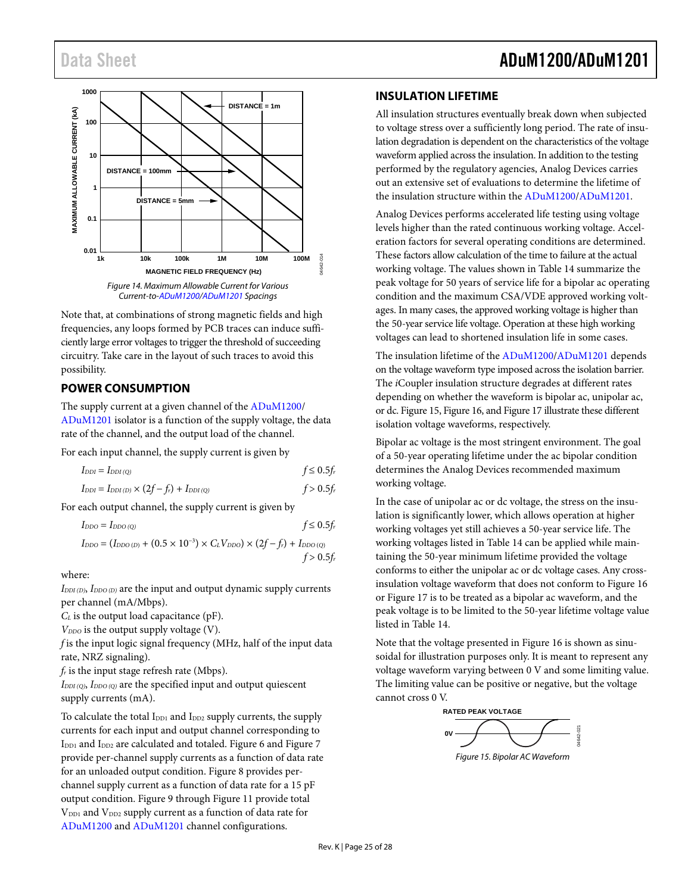Figure 14. Maximum Allowable Current for Various Current-to-ADuM1200/ADuM1201 Spacings

Note that, at combinations of strong magnetic fields and high frequencies, any loops formed by PCB traces can induce sufficiently large error voltages to trigger the threshold of succeeding circuitry. Take care in the layout of such traces to avoid this possibility.

## POWER CONSUMPTION

The supply current at a given channel of the ADuM1200/ADuM1201 isolator is a function of the supply voltage, the data rate of the channel, and the output load of the channel.

For each input channel, the supply current is given by

$$I_{DDI} = I_{DDI\,(Q)} \qquad f \leq 0.5f_r$$

$$I_{DDI} = I_{DDI\,(D)} \times (2f - f_r) + I_{DDI\,(Q)} \qquad f > 0.5f_r$$

For each output channel, the supply current is given by

$$I_{DDO} = I_{DDO\,(Q)} \qquad f \leq 0.5f_r$$

$$I_{DDO} = (I_{DDO\,(D)} + (0.5 \times 10^{-3}) \times C_L V_{DDO}) \times (2f - f_r) + I_{DDO\,(Q)} \qquad f > 0.5f_r$$

where:

$I_{DDI\,(D)}$, $I_{DDO\,(D)}$ are the input and output dynamic supply currents per channel (mA/Mbps).
$C_L$ is the output load capacitance (pF).
$V_{DDO}$ is the output supply voltage (V).
$f$ is the input logic signal frequency (MHz, half of the input data rate, NRZ signaling).
$f_r$ is the input stage refresh rate (Mbps).
$I_{DDI\,(Q)}$, $I_{DDO\,(Q)}$ are the specified input and output quiescent supply currents (mA).

To calculate the total $I_{DD1}$ and $I_{DD2}$ supply currents, the supply currents for each input and output channel corresponding to $I_{DD1}$ and $I_{DD2}$ are calculated and totaled. Figure 6 and Figure 7 provide per-channel supply currents as a function of data rate for an unloaded output condition. Figure 8 provides per-channel supply current as a function of data rate for a 15 pF output condition. Figure 9 through Figure 11 provide total $V_{DD1}$ and $V_{DD2}$ supply current as a function of data rate for ADuM1200 and ADuM1201 channel configurations.

## INSULATION LIFETIME

All insulation structures eventually break down when subjected to voltage stress over a sufficiently long period. The rate of insulation degradation is dependent on the characteristics of the voltage waveform applied across the insulation. In addition to the testing performed by the regulatory agencies, Analog Devices carries out an extensive set of evaluations to determine the lifetime of the insulation structure within the ADuM1200/ADuM1201.

Analog Devices performs accelerated life testing using voltage levels higher than the rated continuous working voltage. Acceleration factors for several operating conditions are determined. These factors allow calculation of the time to failure at the actual working voltage. The values shown in Table 14 summarize the peak voltage for 50 years of service life for a bipolar ac operating condition and the maximum CSA/VDE approved working voltages. In many cases, the approved working voltage is higher than the 50-year service life voltage. Operation at these high working voltages can lead to shortened insulation life in some cases.

The insulation lifetime of the ADuM1200/ADuM1201 depends on the voltage waveform type imposed across the isolation barrier. The *i*Coupler insulation structure degrades at different rates depending on whether the waveform is bipolar ac, unipolar ac, or dc. Figure 15, Figure 16, and Figure 17 illustrate these different isolation voltage waveforms, respectively.

Bipolar ac voltage is the most stringent environment. The goal of a 50-year operating lifetime under the ac bipolar condition determines the Analog Devices recommended maximum working voltage.

In the case of unipolar ac or dc voltage, the stress on the insulation is significantly lower, which allows operation at higher working voltages yet still achieves a 50-year service life. The working voltages listed in Table 14 can be applied while maintaining the 50-year minimum lifetime provided the voltage conforms to either the unipolar ac or dc voltage cases. Any cross-insulation voltage waveform that does not conform to Figure 16 or Figure 17 is to be treated as a bipolar ac waveform, and the peak voltage is to be limited to the 50-year lifetime voltage value listed in Table 14.

Note that the voltage presented in Figure 16 is shown as sinusoidal for illustration purposes only. It is meant to represent any voltage waveform varying between 0 V and some limiting value. The limiting value can be positive or negative, but the voltage cannot cross 0 V.

Figure 15. Bipolar AC Waveform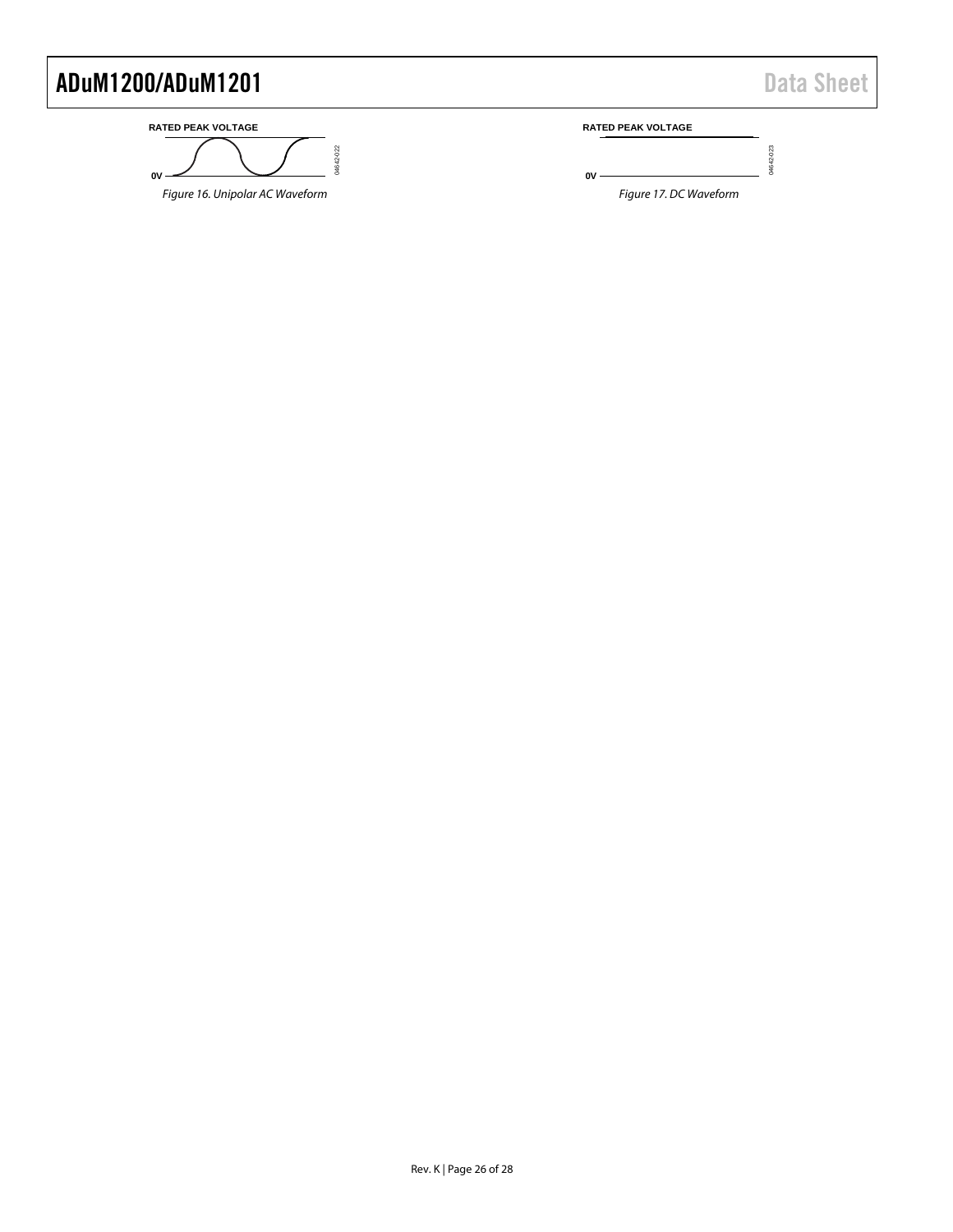RATED PEAK VOLTAGE

0V

04642-022

*Figure 16. Unipolar AC Waveform*

RATED PEAK VOLTAGE

0V

04642-023

*Figure 17. DC Waveform*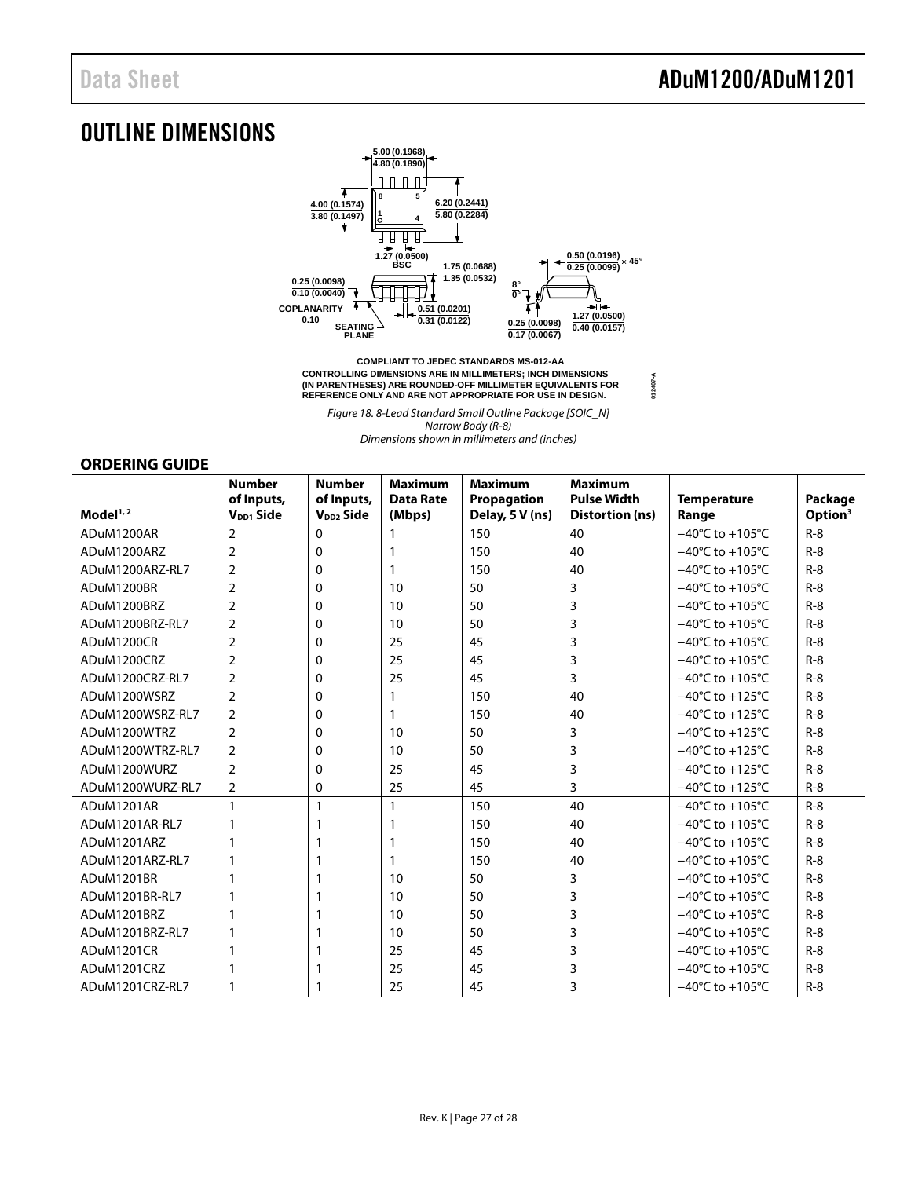# OUTLINE DIMENSIONS

COMPLIANT TO JEDEC STANDARDS MS-012-AA

CONTROLLING DIMENSIONS ARE IN MILLIMETERS; INCH DIMENSIONS (IN PARENTHESES) ARE ROUNDED-OFF MILLIMETER EQUIVALENTS FOR REFERENCE ONLY AND ARE NOT APPROPRIATE FOR USE IN DESIGN.

*Figure 18. 8-Lead Standard Small Outline Package [SOIC_N] Narrow Body (R-8) Dimensions shown in millimeters and (inches)*

## ORDERING GUIDE

| Model[1, 2] | Number of Inputs, $V_{DD1}$ Side | Number of Inputs, $V_{DD2}$ Side | Maximum Data Rate (Mbps) | Maximum Propagation Delay, 5 V (ns) | Maximum Pulse Width Distortion (ns) | Temperature Range | Package Option[3] |
|---|---|---|---|---|---|---|---|
| ADuM1200AR | 2 | 0 | 1 | 150 | 40 | −40°C to +105°C | R-8 |
| ADuM1200ARZ | 2 | 0 | 1 | 150 | 40 | −40°C to +105°C | R-8 |
| ADuM1200ARZ-RL7 | 2 | 0 | 1 | 150 | 40 | −40°C to +105°C | R-8 |
| ADuM1200BR | 2 | 0 | 10 | 50 | 3 | −40°C to +105°C | R-8 |
| ADuM1200BRZ | 2 | 0 | 10 | 50 | 3 | −40°C to +105°C | R-8 |
| ADuM1200BRZ-RL7 | 2 | 0 | 10 | 50 | 3 | −40°C to +105°C | R-8 |
| ADuM1200CR | 2 | 0 | 25 | 45 | 3 | −40°C to +105°C | R-8 |
| ADuM1200CRZ | 2 | 0 | 25 | 45 | 3 | −40°C to +105°C | R-8 |
| ADuM1200CRZ-RL7 | 2 | 0 | 25 | 45 | 3 | −40°C to +105°C | R-8 |
| ADuM1200WSRZ | 2 | 0 | 1 | 150 | 40 | −40°C to +125°C | R-8 |
| ADuM1200WSRZ-RL7 | 2 | 0 | 1 | 150 | 40 | −40°C to +125°C | R-8 |
| ADuM1200WTRZ | 2 | 0 | 10 | 50 | 3 | −40°C to +125°C | R-8 |
| ADuM1200WTRZ-RL7 | 2 | 0 | 10 | 50 | 3 | −40°C to +125°C | R-8 |
| ADuM1200WURZ | 2 | 0 | 25 | 45 | 3 | −40°C to +125°C | R-8 |
| ADuM1200WURZ-RL7 | 2 | 0 | 25 | 45 | 3 | −40°C to +125°C | R-8 |
| ADuM1201AR | 1 | 1 | 1 | 150 | 40 | −40°C to +105°C | R-8 |
| ADuM1201AR-RL7 | 1 | 1 | 1 | 150 | 40 | −40°C to +105°C | R-8 |
| ADuM1201ARZ | 1 | 1 | 1 | 150 | 40 | −40°C to +105°C | R-8 |
| ADuM1201ARZ-RL7 | 1 | 1 | 1 | 150 | 40 | −40°C to +105°C | R-8 |
| ADuM1201BR | 1 | 1 | 10 | 50 | 3 | −40°C to +105°C | R-8 |
| ADuM1201BR-RL7 | 1 | 1 | 10 | 50 | 3 | −40°C to +105°C | R-8 |
| ADuM1201BRZ | 1 | 1 | 10 | 50 | 3 | −40°C to +105°C | R-8 |
| ADuM1201BRZ-RL7 | 1 | 1 | 10 | 50 | 3 | −40°C to +105°C | R-8 |
| ADuM1201CR | 1 | 1 | 25 | 45 | 3 | −40°C to +105°C | R-8 |
| ADuM1201CRZ | 1 | 1 | 25 | 45 | 3 | −40°C to +105°C | R-8 |
| ADuM1201CRZ-RL7 | 1 | 1 | 25 | 45 | 3 | −40°C to +105°C | R-8 |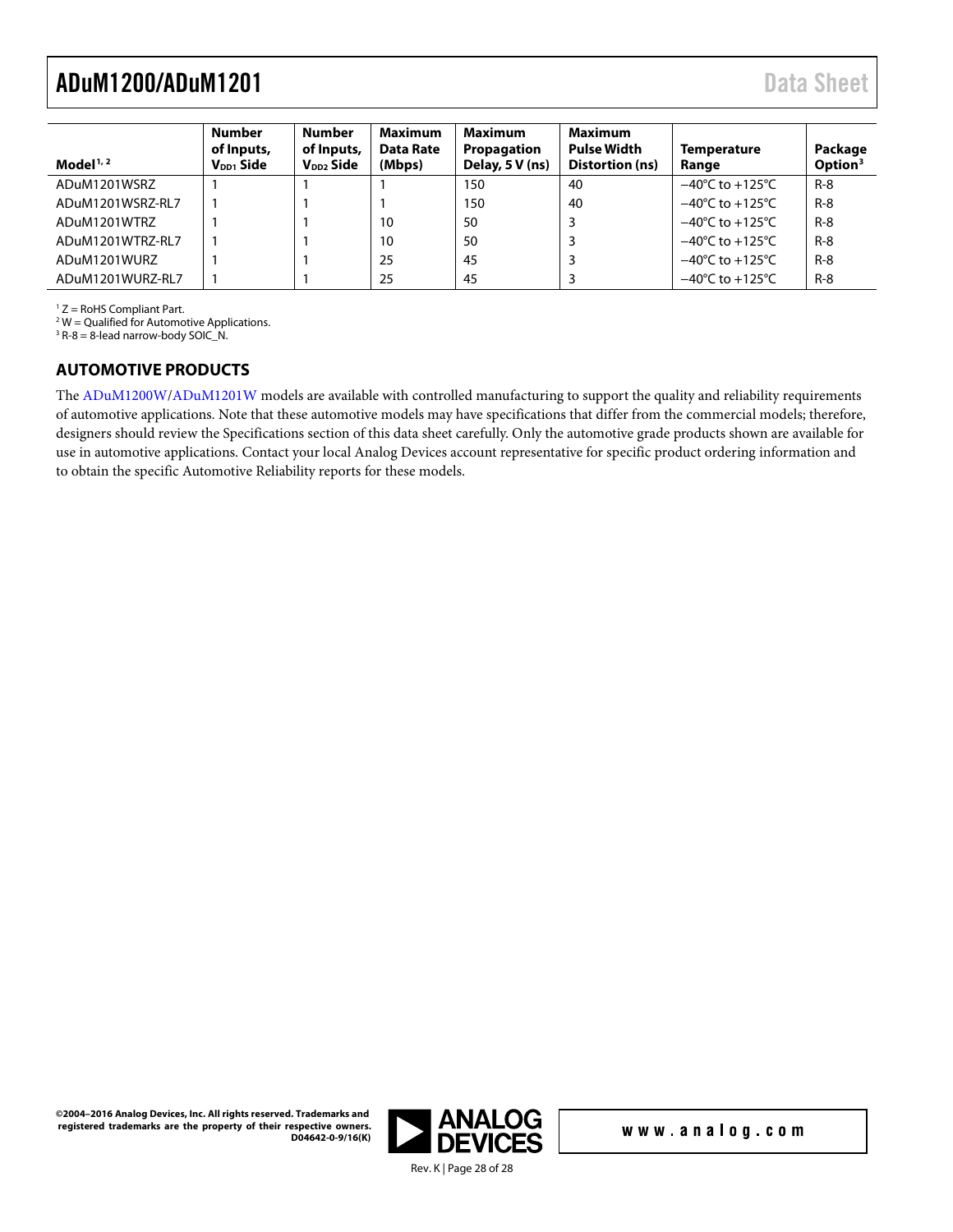| Model[1, 2] | Number of Inputs, $V_{DD1}$ Side | Number of Inputs, $V_{DD2}$ Side | Maximum Data Rate (Mbps) | Maximum Propagation Delay, 5 V (ns) | Maximum Pulse Width Distortion (ns) | Temperature Range | Package Option[3] |
|---|---|---|---|---|---|---|---|
| ADuM1201WSRZ | 1 | 1 | 1 | 150 | 40 | −40°C to +125°C | R-8 |
| ADuM1201WSRZ-RL7 | 1 | 1 | 1 | 150 | 40 | −40°C to +125°C | R-8 |
| ADuM1201WTRZ | 1 | 1 | 10 | 50 | 3 | −40°C to +125°C | R-8 |
| ADuM1201WTRZ-RL7 | 1 | 1 | 10 | 50 | 3 | −40°C to +125°C | R-8 |
| ADuM1201WURZ | 1 | 1 | 25 | 45 | 3 | −40°C to +125°C | R-8 |
| ADuM1201WURZ-RL7 | 1 | 1 | 25 | 45 | 3 | −40°C to +125°C | R-8 |

[1] Z = RoHS Compliant Part.
[2] W = Qualified for Automotive Applications.
[3] R-8 = 8-lead narrow-body SOIC_N.

## AUTOMOTIVE PRODUCTS

The ADuM1200W/ADuM1201W models are available with controlled manufacturing to support the quality and reliability requirements of automotive applications. Note that these automotive models may have specifications that differ from the commercial models; therefore, designers should review the Specifications section of this data sheet carefully. Only the automotive grade products shown are available for use in automotive applications. Contact your local Analog Devices account representative for specific product ordering information and to obtain the specific Automotive Reliability reports for these models.

©2004–2016 Analog Devices, Inc. All rights reserved. Trademarks and registered trademarks are the property of their respective owners.
D04642-0-9/16(K)

www.analog.com